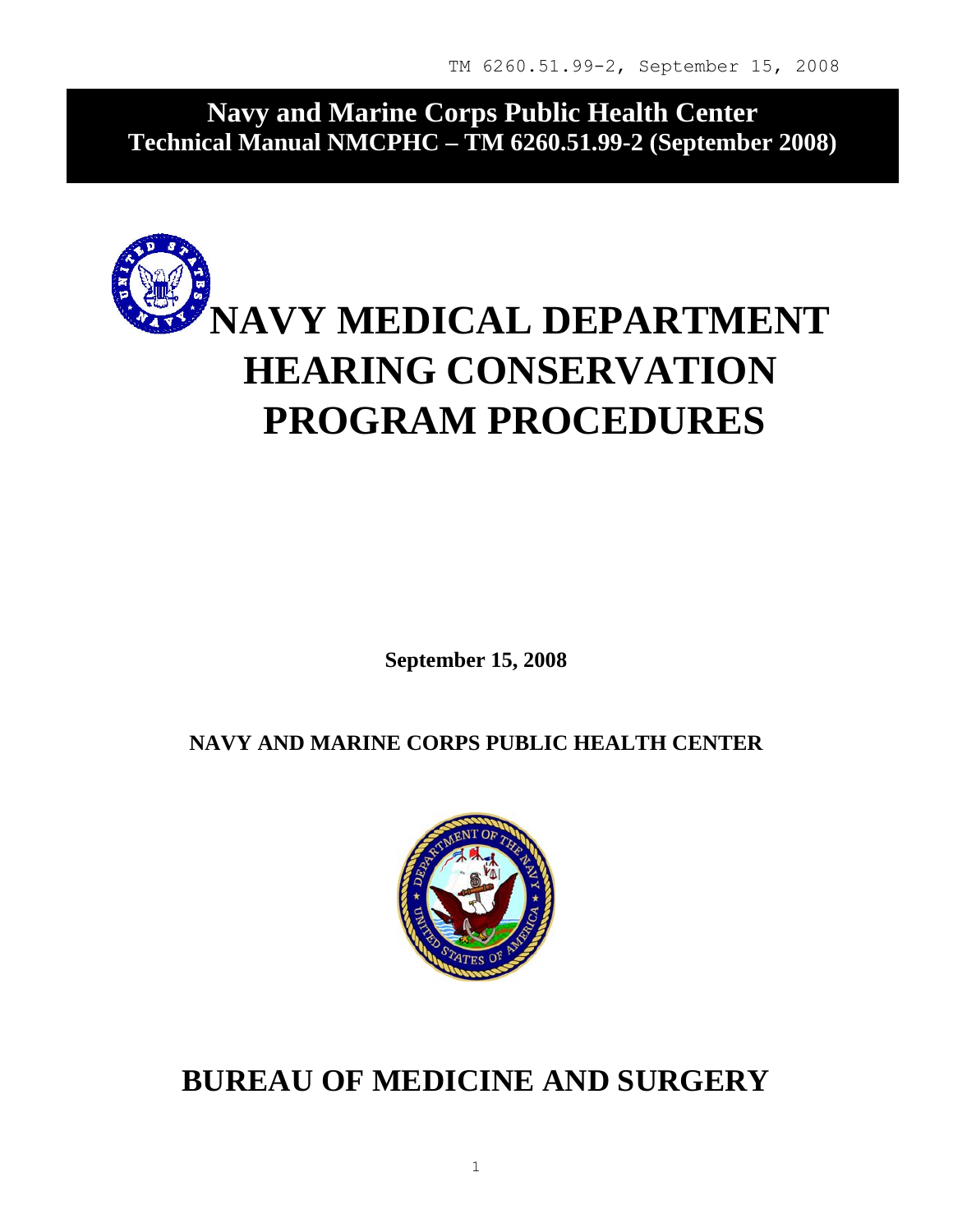**Navy and Marine Corps Public Health Center**
**Technical Manual NMCPHC – TM 6260.51.99-2 (September 2008)**

# NAVY MEDICAL DEPARTMENT HEARING CONSERVATION PROGRAM PROCEDURES

**September 15, 2008**

**NAVY AND MARINE CORPS PUBLIC HEALTH CENTER**

## BUREAU OF MEDICINE AND SURGERY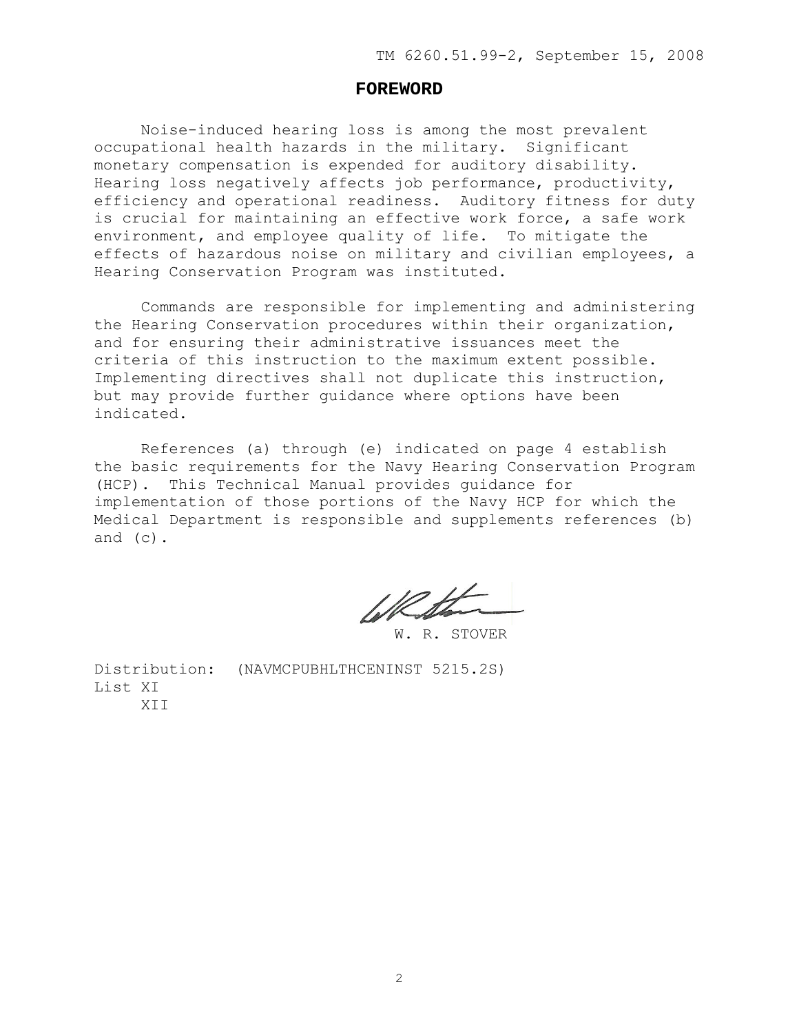## FOREWORD

Noise-induced hearing loss is among the most prevalent occupational health hazards in the military. Significant monetary compensation is expended for auditory disability. Hearing loss negatively affects job performance, productivity, efficiency and operational readiness. Auditory fitness for duty is crucial for maintaining an effective work force, a safe work environment, and employee quality of life. To mitigate the effects of hazardous noise on military and civilian employees, a Hearing Conservation Program was instituted.

Commands are responsible for implementing and administering the Hearing Conservation procedures within their organization, and for ensuring their administrative issuances meet the criteria of this instruction to the maximum extent possible. Implementing directives shall not duplicate this instruction, but may provide further guidance where options have been indicated.

References (a) through (e) indicated on page 4 establish the basic requirements for the Navy Hearing Conservation Program (HCP). This Technical Manual provides guidance for implementation of those portions of the Navy HCP for which the Medical Department is responsible and supplements references (b) and (c).

W. R. STOVER

Distribution: (NAVMCPUBHLTHCENINST 5215.2S)
List XI
XII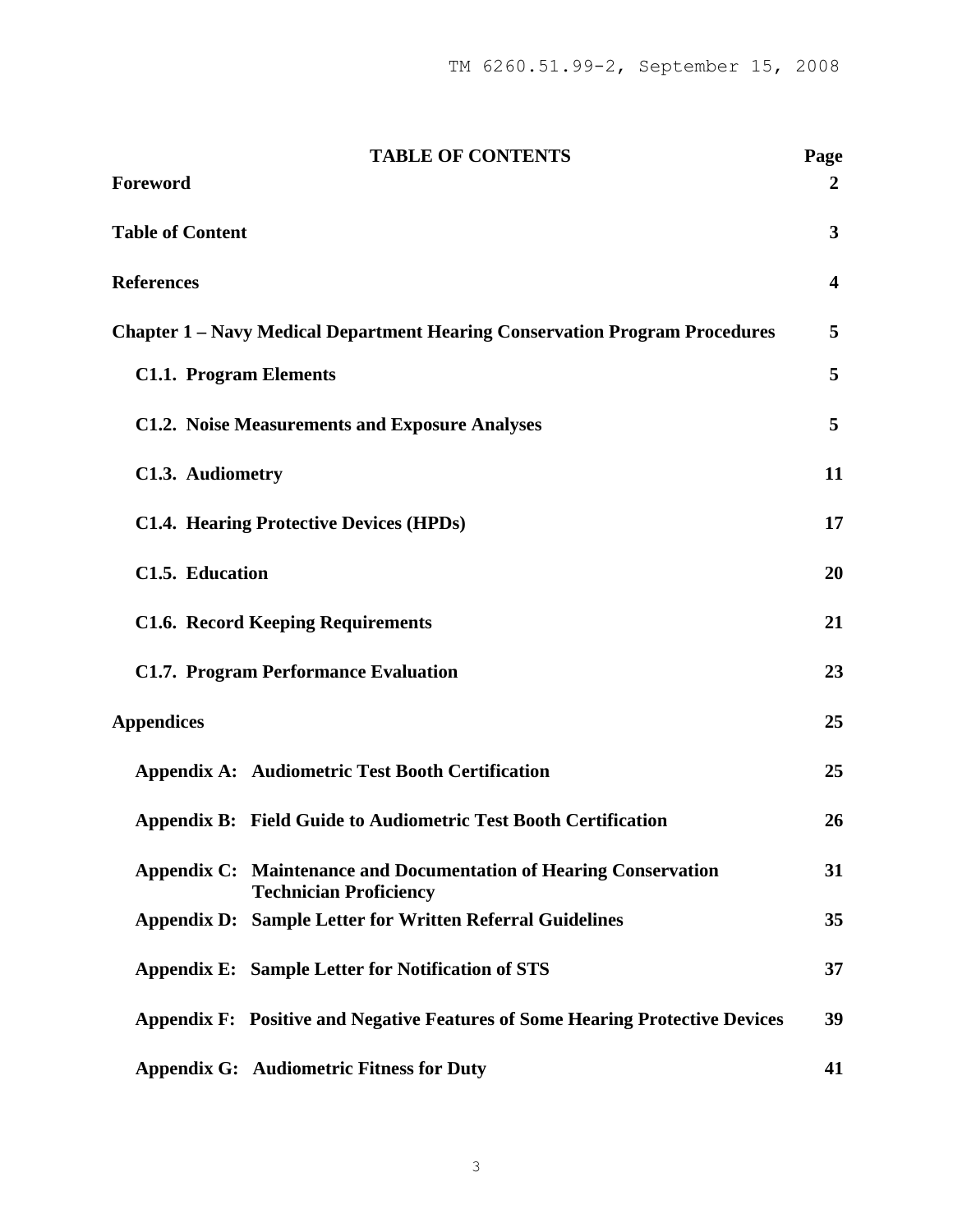# TABLE OF CONTENTS

| | Page |
|---|---|
| **Foreword** | **2** |
| **Table of Content** | **3** |
| **References** | **4** |
| **Chapter 1 – Navy Medical Department Hearing Conservation Program Procedures** | **5** |
| **C1.1. Program Elements** | **5** |
| **C1.2. Noise Measurements and Exposure Analyses** | **5** |
| **C1.3. Audiometry** | **11** |
| **C1.4. Hearing Protective Devices (HPDs)** | **17** |
| **C1.5. Education** | **20** |
| **C1.6. Record Keeping Requirements** | **21** |
| **C1.7. Program Performance Evaluation** | **23** |
| **Appendices** | **25** |
| **Appendix A: Audiometric Test Booth Certification** | **25** |
| **Appendix B: Field Guide to Audiometric Test Booth Certification** | **26** |
| **Appendix C: Maintenance and Documentation of Hearing Conservation Technician Proficiency** | **31** |
| **Appendix D: Sample Letter for Written Referral Guidelines** | **35** |
| **Appendix E: Sample Letter for Notification of STS** | **37** |
| **Appendix F: Positive and Negative Features of Some Hearing Protective Devices** | **39** |
| **Appendix G: Audiometric Fitness for Duty** | **41** |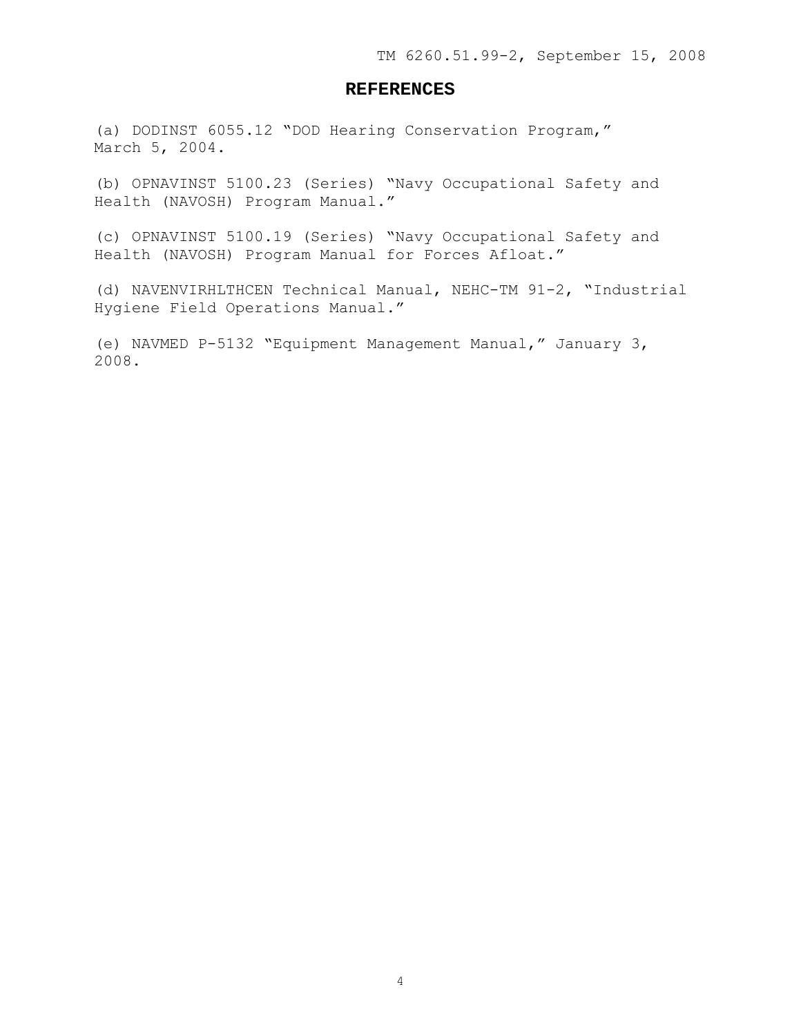## REFERENCES

(a) DODINST 6055.12 "DOD Hearing Conservation Program," March 5, 2004.

(b) OPNAVINST 5100.23 (Series) "Navy Occupational Safety and Health (NAVOSH) Program Manual."

(c) OPNAVINST 5100.19 (Series) "Navy Occupational Safety and Health (NAVOSH) Program Manual for Forces Afloat."

(d) NAVENVIRHLTHCEN Technical Manual, NEHC-TM 91-2, "Industrial Hygiene Field Operations Manual."

(e) NAVMED P-5132 "Equipment Management Manual," January 3, 2008.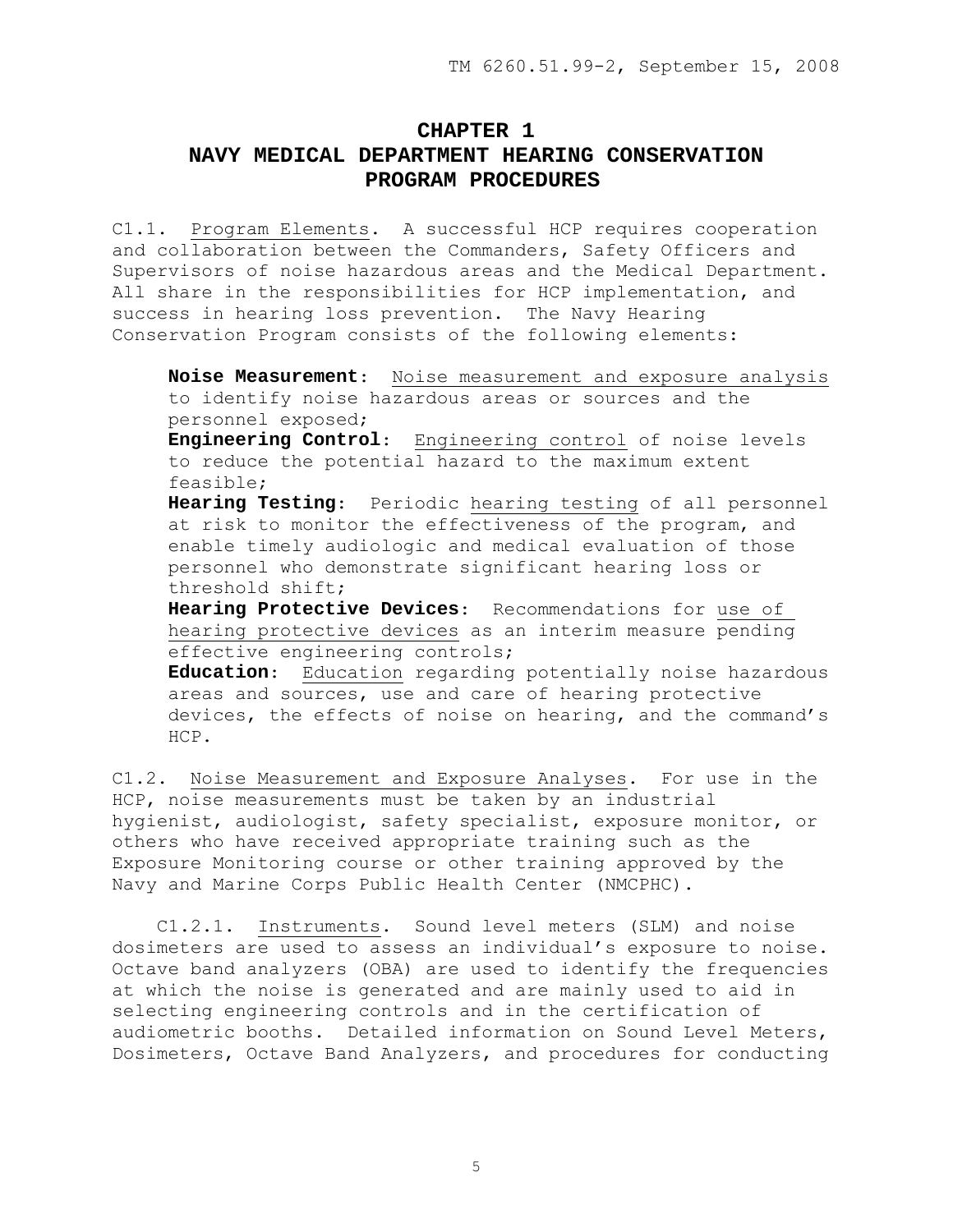# CHAPTER 1
# NAVY MEDICAL DEPARTMENT HEARING CONSERVATION PROGRAM PROCEDURES

C1.1. Program Elements. A successful HCP requires cooperation and collaboration between the Commanders, Safety Officers and Supervisors of noise hazardous areas and the Medical Department. All share in the responsibilities for HCP implementation, and success in hearing loss prevention. The Navy Hearing Conservation Program consists of the following elements:

**Noise Measurement**: Noise measurement and exposure analysis to identify noise hazardous areas or sources and the personnel exposed;
**Engineering Control**: Engineering control of noise levels to reduce the potential hazard to the maximum extent feasible;
**Hearing Testing**: Periodic hearing testing of all personnel at risk to monitor the effectiveness of the program, and enable timely audiologic and medical evaluation of those personnel who demonstrate significant hearing loss or threshold shift;
**Hearing Protective Devices**: Recommendations for use of hearing protective devices as an interim measure pending effective engineering controls;
**Education**: Education regarding potentially noise hazardous areas and sources, use and care of hearing protective devices, the effects of noise on hearing, and the command's HCP.

C1.2. Noise Measurement and Exposure Analyses. For use in the HCP, noise measurements must be taken by an industrial hygienist, audiologist, safety specialist, exposure monitor, or others who have received appropriate training such as the Exposure Monitoring course or other training approved by the Navy and Marine Corps Public Health Center (NMCPHC).

C1.2.1. Instruments. Sound level meters (SLM) and noise dosimeters are used to assess an individual's exposure to noise. Octave band analyzers (OBA) are used to identify the frequencies at which the noise is generated and are mainly used to aid in selecting engineering controls and in the certification of audiometric booths. Detailed information on Sound Level Meters, Dosimeters, Octave Band Analyzers, and procedures for conducting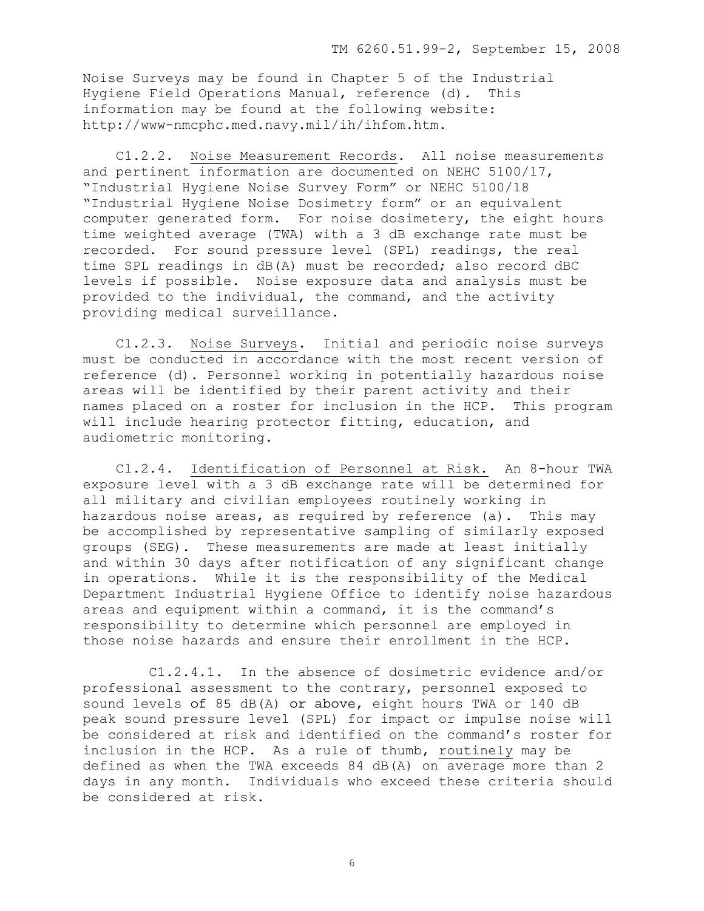Noise Surveys may be found in Chapter 5 of the Industrial Hygiene Field Operations Manual, reference (d). This information may be found at the following website: http://www-nmcphc.med.navy.mil/ih/ihfom.htm.

C1.2.2. Noise Measurement Records. All noise measurements and pertinent information are documented on NEHC 5100/17, "Industrial Hygiene Noise Survey Form" or NEHC 5100/18 "Industrial Hygiene Noise Dosimetry form" or an equivalent computer generated form. For noise dosimetery, the eight hours time weighted average (TWA) with a 3 dB exchange rate must be recorded. For sound pressure level (SPL) readings, the real time SPL readings in dB(A) must be recorded; also record dBC levels if possible. Noise exposure data and analysis must be provided to the individual, the command, and the activity providing medical surveillance.

C1.2.3. Noise Surveys. Initial and periodic noise surveys must be conducted in accordance with the most recent version of reference (d). Personnel working in potentially hazardous noise areas will be identified by their parent activity and their names placed on a roster for inclusion in the HCP. This program will include hearing protector fitting, education, and audiometric monitoring.

C1.2.4. Identification of Personnel at Risk. An 8-hour TWA exposure level with a 3 dB exchange rate will be determined for all military and civilian employees routinely working in hazardous noise areas, as required by reference (a). This may be accomplished by representative sampling of similarly exposed groups (SEG). These measurements are made at least initially and within 30 days after notification of any significant change in operations. While it is the responsibility of the Medical Department Industrial Hygiene Office to identify noise hazardous areas and equipment within a command, it is the command's responsibility to determine which personnel are employed in those noise hazards and ensure their enrollment in the HCP.

C1.2.4.1. In the absence of dosimetric evidence and/or professional assessment to the contrary, personnel exposed to sound levels of 85 dB(A) or above, eight hours TWA or 140 dB peak sound pressure level (SPL) for impact or impulse noise will be considered at risk and identified on the command's roster for inclusion in the HCP. As a rule of thumb, routinely may be defined as when the TWA exceeds 84 dB(A) on average more than 2 days in any month. Individuals who exceed these criteria should be considered at risk.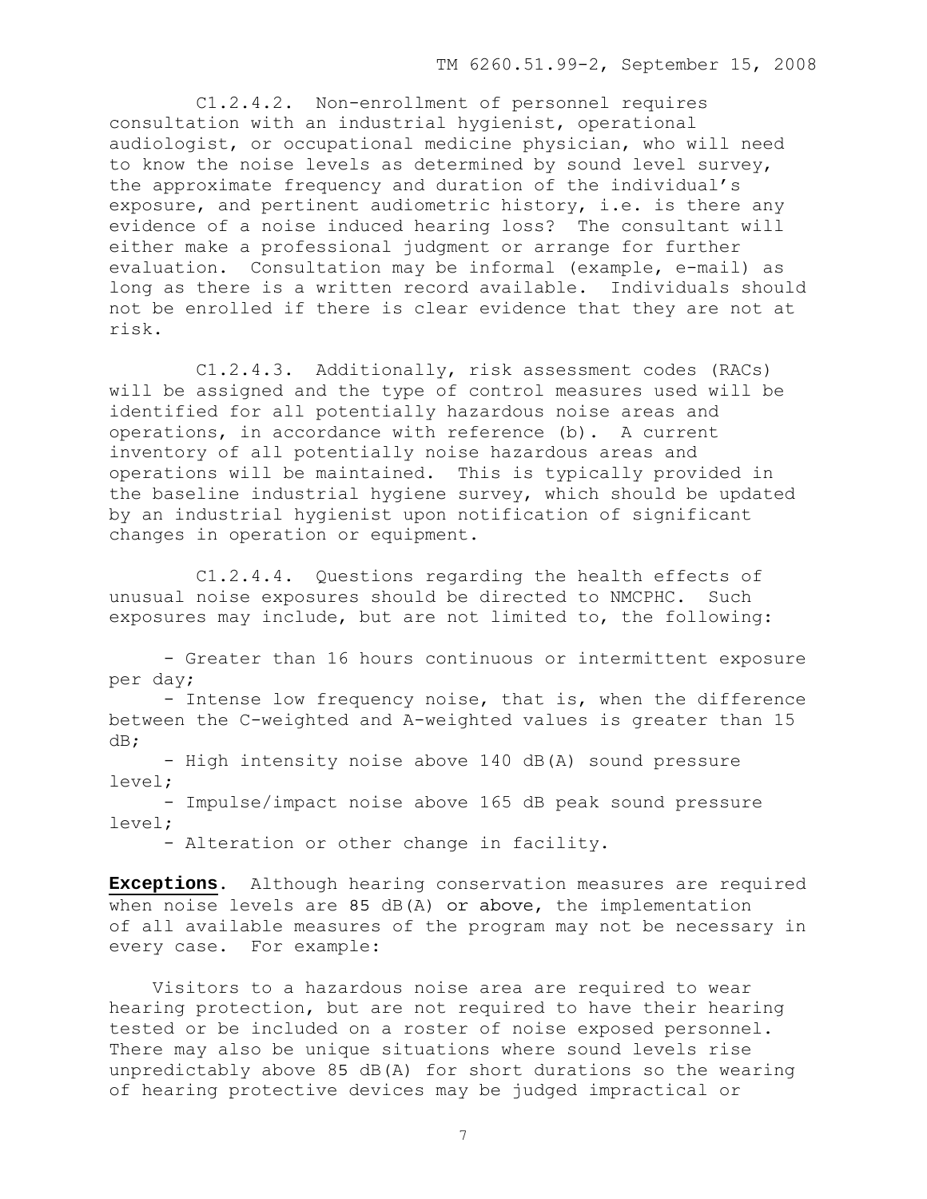C1.2.4.2. Non-enrollment of personnel requires consultation with an industrial hygienist, operational audiologist, or occupational medicine physician, who will need to know the noise levels as determined by sound level survey, the approximate frequency and duration of the individual's exposure, and pertinent audiometric history, i.e. is there any evidence of a noise induced hearing loss? The consultant will either make a professional judgment or arrange for further evaluation. Consultation may be informal (example, e-mail) as long as there is a written record available. Individuals should not be enrolled if there is clear evidence that they are not at risk.

C1.2.4.3. Additionally, risk assessment codes (RACs) will be assigned and the type of control measures used will be identified for all potentially hazardous noise areas and operations, in accordance with reference (b). A current inventory of all potentially noise hazardous areas and operations will be maintained. This is typically provided in the baseline industrial hygiene survey, which should be updated by an industrial hygienist upon notification of significant changes in operation or equipment.

C1.2.4.4. Questions regarding the health effects of unusual noise exposures should be directed to NMCPHC. Such exposures may include, but are not limited to, the following:

- Greater than 16 hours continuous or intermittent exposure per day;
- Intense low frequency noise, that is, when the difference between the C-weighted and A-weighted values is greater than 15 dB;
- High intensity noise above 140 dB(A) sound pressure level;
- Impulse/impact noise above 165 dB peak sound pressure level;
- Alteration or other change in facility.

**Exceptions**. Although hearing conservation measures are required when noise levels are 85 dB(A) or above, the implementation of all available measures of the program may not be necessary in every case. For example:

Visitors to a hazardous noise area are required to wear hearing protection, but are not required to have their hearing tested or be included on a roster of noise exposed personnel. There may also be unique situations where sound levels rise unpredictably above 85 dB(A) for short durations so the wearing of hearing protective devices may be judged impractical or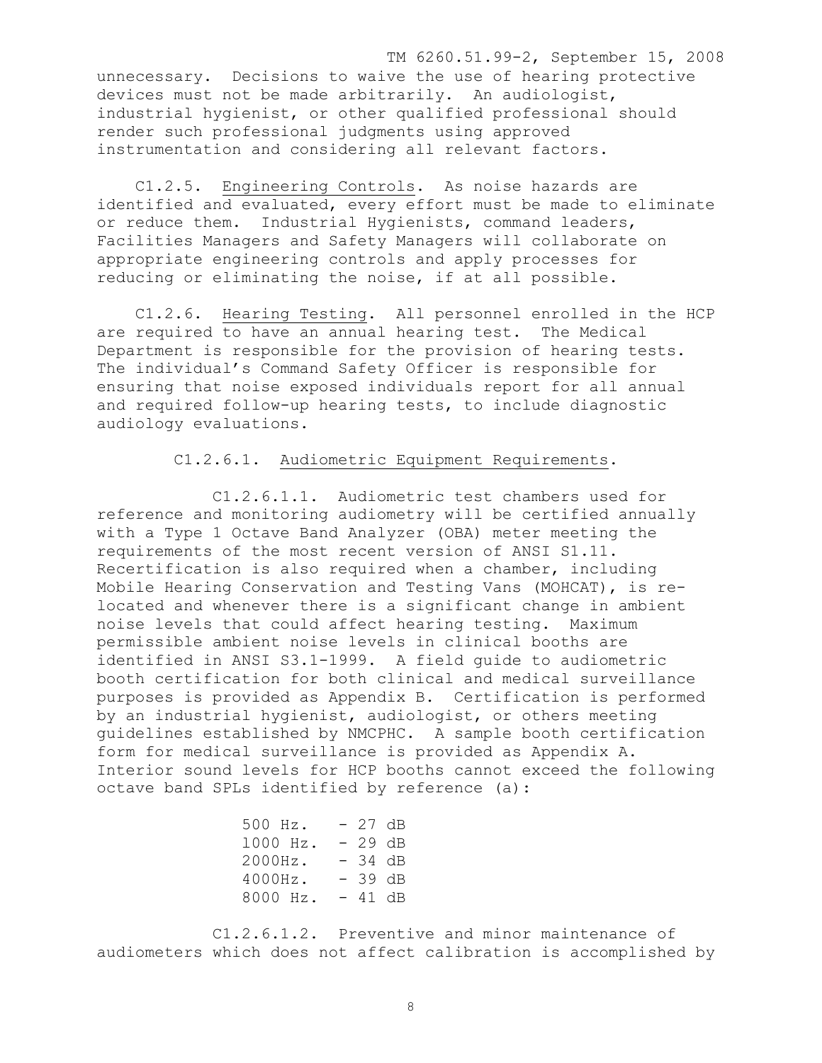unnecessary. Decisions to waive the use of hearing protective devices must not be made arbitrarily. An audiologist, industrial hygienist, or other qualified professional should render such professional judgments using approved instrumentation and considering all relevant factors.

C1.2.5. Engineering Controls. As noise hazards are identified and evaluated, every effort must be made to eliminate or reduce them. Industrial Hygienists, command leaders, Facilities Managers and Safety Managers will collaborate on appropriate engineering controls and apply processes for reducing or eliminating the noise, if at all possible.

C1.2.6. Hearing Testing. All personnel enrolled in the HCP are required to have an annual hearing test. The Medical Department is responsible for the provision of hearing tests. The individual's Command Safety Officer is responsible for ensuring that noise exposed individuals report for all annual and required follow-up hearing tests, to include diagnostic audiology evaluations.

C1.2.6.1. Audiometric Equipment Requirements.

C1.2.6.1.1. Audiometric test chambers used for reference and monitoring audiometry will be certified annually with a Type 1 Octave Band Analyzer (OBA) meter meeting the requirements of the most recent version of ANSI S1.11. Recertification is also required when a chamber, including Mobile Hearing Conservation and Testing Vans (MOHCAT), is re-located and whenever there is a significant change in ambient noise levels that could affect hearing testing. Maximum permissible ambient noise levels in clinical booths are identified in ANSI S3.1-1999. A field guide to audiometric booth certification for both clinical and medical surveillance purposes is provided as Appendix B. Certification is performed by an industrial hygienist, audiologist, or others meeting guidelines established by NMCPHC. A sample booth certification form for medical surveillance is provided as Appendix A. Interior sound levels for HCP booths cannot exceed the following octave band SPLs identified by reference (a):

500 Hz. - 27 dB
1000 Hz. - 29 dB
2000Hz. - 34 dB
4000Hz. - 39 dB
8000 Hz. - 41 dB

C1.2.6.1.2. Preventive and minor maintenance of audiometers which does not affect calibration is accomplished by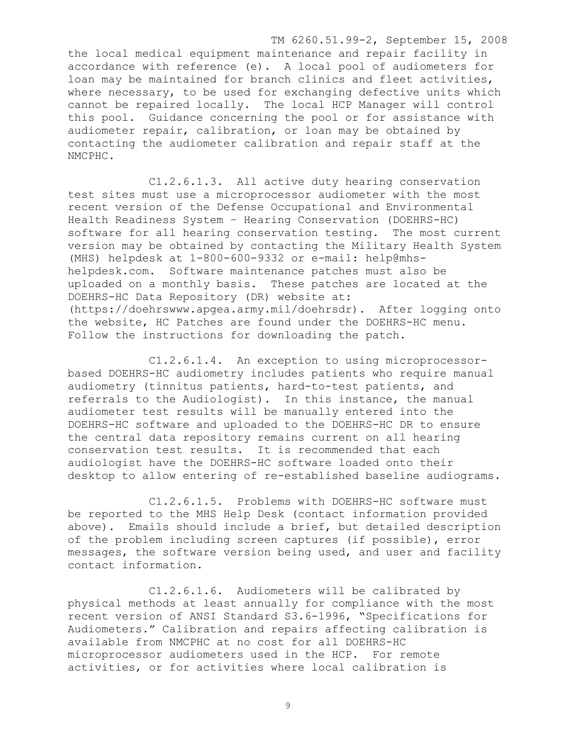the local medical equipment maintenance and repair facility in accordance with reference (e). A local pool of audiometers for loan may be maintained for branch clinics and fleet activities, where necessary, to be used for exchanging defective units which cannot be repaired locally. The local HCP Manager will control this pool. Guidance concerning the pool or for assistance with audiometer repair, calibration, or loan may be obtained by contacting the audiometer calibration and repair staff at the NMCPHC.

C1.2.6.1.3. All active duty hearing conservation test sites must use a microprocessor audiometer with the most recent version of the Defense Occupational and Environmental Health Readiness System – Hearing Conservation (DOEHRS-HC) software for all hearing conservation testing. The most current version may be obtained by contacting the Military Health System (MHS) helpdesk at 1-800-600-9332 or e-mail: help@mhs-helpdesk.com. Software maintenance patches must also be uploaded on a monthly basis. These patches are located at the DOEHRS-HC Data Repository (DR) website at: (https://doehrswww.apgea.army.mil/doehrsdr). After logging onto the website, HC Patches are found under the DOEHRS-HC menu. Follow the instructions for downloading the patch.

C1.2.6.1.4. An exception to using microprocessor-based DOEHRS-HC audiometry includes patients who require manual audiometry (tinnitus patients, hard-to-test patients, and referrals to the Audiologist). In this instance, the manual audiometer test results will be manually entered into the DOEHRS-HC software and uploaded to the DOEHRS-HC DR to ensure the central data repository remains current on all hearing conservation test results. It is recommended that each audiologist have the DOEHRS-HC software loaded onto their desktop to allow entering of re-established baseline audiograms.

C1.2.6.1.5. Problems with DOEHRS-HC software must be reported to the MHS Help Desk (contact information provided above). Emails should include a brief, but detailed description of the problem including screen captures (if possible), error messages, the software version being used, and user and facility contact information.

C1.2.6.1.6. Audiometers will be calibrated by physical methods at least annually for compliance with the most recent version of ANSI Standard S3.6-1996, "Specifications for Audiometers." Calibration and repairs affecting calibration is available from NMCPHC at no cost for all DOEHRS-HC microprocessor audiometers used in the HCP. For remote activities, or for activities where local calibration is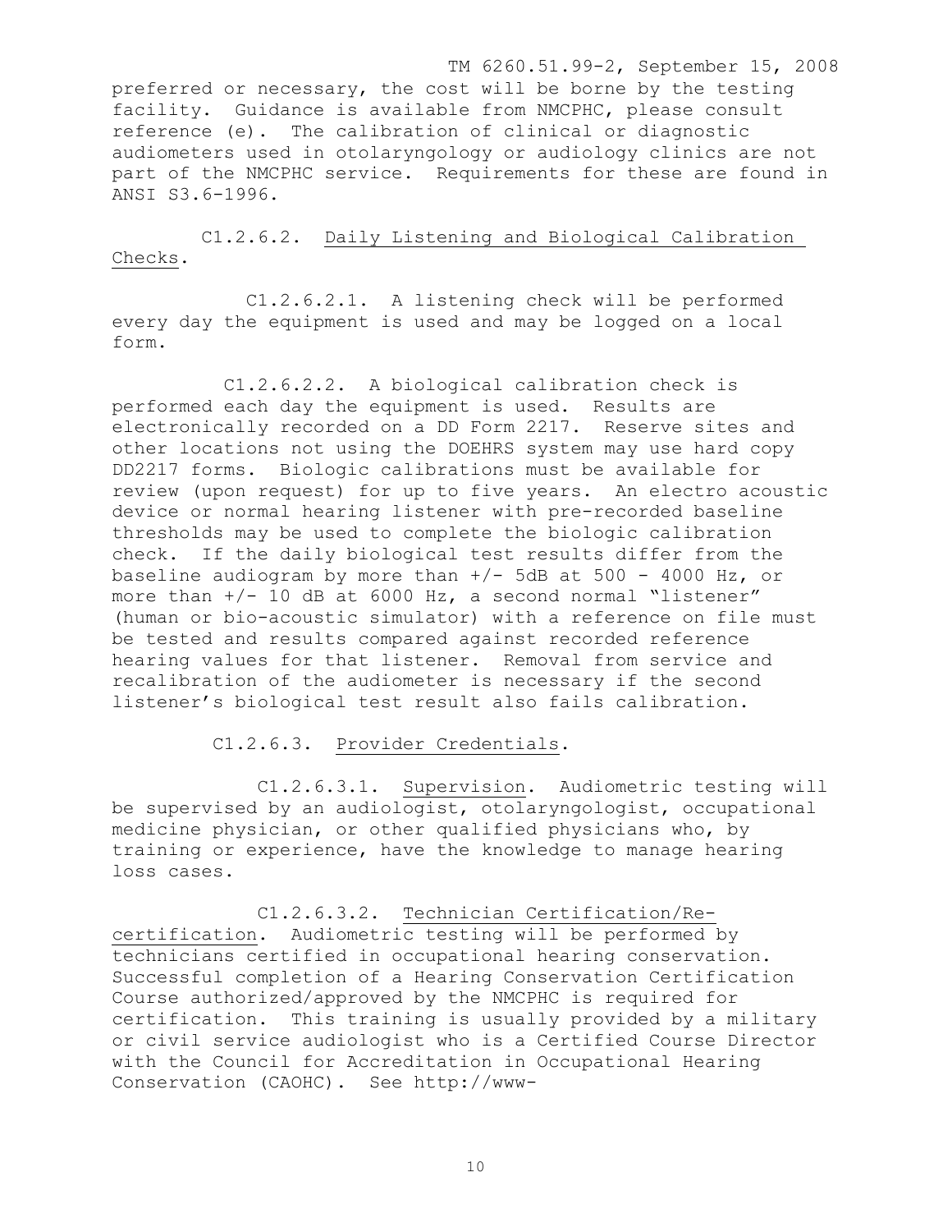preferred or necessary, the cost will be borne by the testing facility. Guidance is available from NMCPHC, please consult reference (e). The calibration of clinical or diagnostic audiometers used in otolaryngology or audiology clinics are not part of the NMCPHC service. Requirements for these are found in ANSI S3.6-1996.

C1.2.6.2. Daily Listening and Biological Calibration Checks.

C1.2.6.2.1. A listening check will be performed every day the equipment is used and may be logged on a local form.

C1.2.6.2.2. A biological calibration check is performed each day the equipment is used. Results are electronically recorded on a DD Form 2217. Reserve sites and other locations not using the DOEHRS system may use hard copy DD2217 forms. Biologic calibrations must be available for review (upon request) for up to five years. An electro acoustic device or normal hearing listener with pre-recorded baseline thresholds may be used to complete the biologic calibration check. If the daily biological test results differ from the baseline audiogram by more than +/- 5dB at 500 - 4000 Hz, or more than +/- 10 dB at 6000 Hz, a second normal "listener" (human or bio-acoustic simulator) with a reference on file must be tested and results compared against recorded reference hearing values for that listener. Removal from service and recalibration of the audiometer is necessary if the second listener's biological test result also fails calibration.

C1.2.6.3. Provider Credentials.

C1.2.6.3.1. Supervision. Audiometric testing will be supervised by an audiologist, otolaryngologist, occupational medicine physician, or other qualified physicians who, by training or experience, have the knowledge to manage hearing loss cases.

C1.2.6.3.2. Technician Certification/Re-certification. Audiometric testing will be performed by technicians certified in occupational hearing conservation. Successful completion of a Hearing Conservation Certification Course authorized/approved by the NMCPHC is required for certification. This training is usually provided by a military or civil service audiologist who is a Certified Course Director with the Council for Accreditation in Occupational Hearing Conservation (CAOHC). See http://www-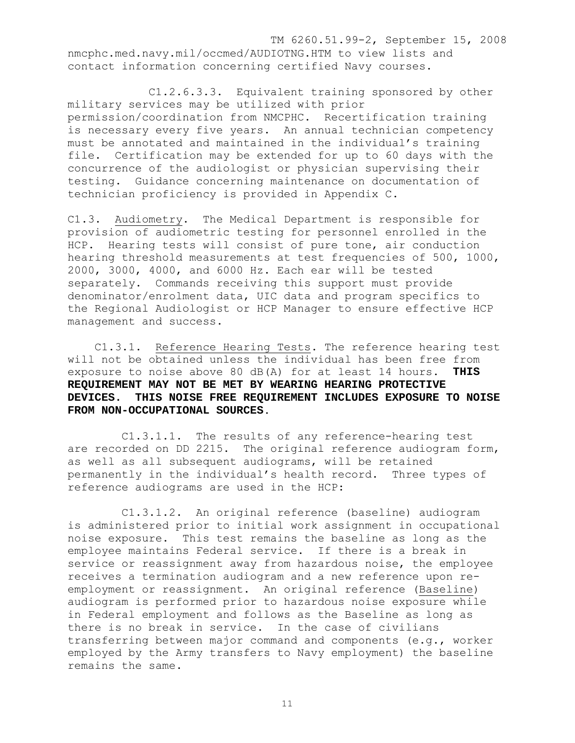nmcphc.med.navy.mil/occmed/AUDIOTNG.HTM to view lists and contact information concerning certified Navy courses.

C1.2.6.3.3. Equivalent training sponsored by other military services may be utilized with prior permission/coordination from NMCPHC. Recertification training is necessary every five years. An annual technician competency must be annotated and maintained in the individual's training file. Certification may be extended for up to 60 days with the concurrence of the audiologist or physician supervising their testing. Guidance concerning maintenance on documentation of technician proficiency is provided in Appendix C.

C1.3. Audiometry. The Medical Department is responsible for provision of audiometric testing for personnel enrolled in the HCP. Hearing tests will consist of pure tone, air conduction hearing threshold measurements at test frequencies of 500, 1000, 2000, 3000, 4000, and 6000 Hz. Each ear will be tested separately. Commands receiving this support must provide denominator/enrolment data, UIC data and program specifics to the Regional Audiologist or HCP Manager to ensure effective HCP management and success.

C1.3.1. Reference Hearing Tests. The reference hearing test will not be obtained unless the individual has been free from exposure to noise above 80 dB(A) for at least 14 hours. **THIS REQUIREMENT MAY NOT BE MET BY WEARING HEARING PROTECTIVE DEVICES. THIS NOISE FREE REQUIREMENT INCLUDES EXPOSURE TO NOISE FROM NON-OCCUPATIONAL SOURCES.**

C1.3.1.1. The results of any reference-hearing test are recorded on DD 2215. The original reference audiogram form, as well as all subsequent audiograms, will be retained permanently in the individual's health record. Three types of reference audiograms are used in the HCP:

C1.3.1.2. An original reference (baseline) audiogram is administered prior to initial work assignment in occupational noise exposure. This test remains the baseline as long as the employee maintains Federal service. If there is a break in service or reassignment away from hazardous noise, the employee receives a termination audiogram and a new reference upon re-employment or reassignment. An original reference (Baseline) audiogram is performed prior to hazardous noise exposure while in Federal employment and follows as the Baseline as long as there is no break in service. In the case of civilians transferring between major command and components (e.g., worker employed by the Army transfers to Navy employment) the baseline remains the same.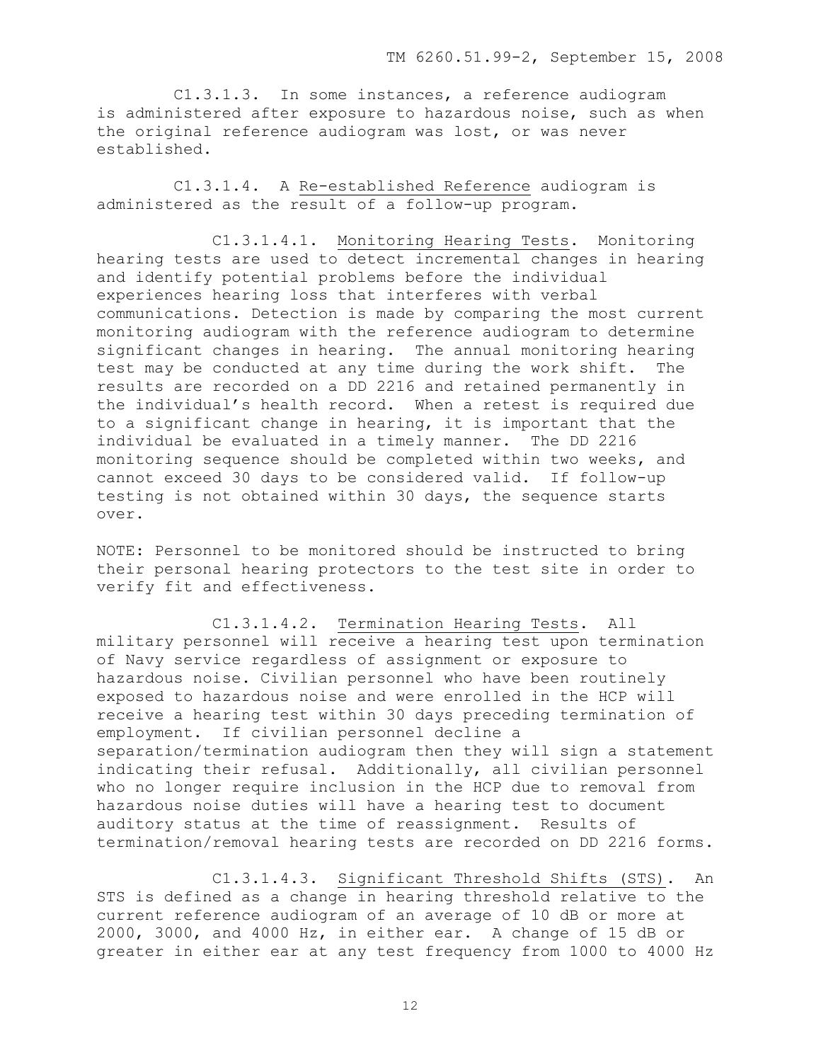C1.3.1.3. In some instances, a reference audiogram is administered after exposure to hazardous noise, such as when the original reference audiogram was lost, or was never established.

C1.3.1.4. A Re-established Reference audiogram is administered as the result of a follow-up program.

C1.3.1.4.1. Monitoring Hearing Tests. Monitoring hearing tests are used to detect incremental changes in hearing and identify potential problems before the individual experiences hearing loss that interferes with verbal communications. Detection is made by comparing the most current monitoring audiogram with the reference audiogram to determine significant changes in hearing. The annual monitoring hearing test may be conducted at any time during the work shift. The results are recorded on a DD 2216 and retained permanently in the individual's health record. When a retest is required due to a significant change in hearing, it is important that the individual be evaluated in a timely manner. The DD 2216 monitoring sequence should be completed within two weeks, and cannot exceed 30 days to be considered valid. If follow-up testing is not obtained within 30 days, the sequence starts over.

NOTE: Personnel to be monitored should be instructed to bring their personal hearing protectors to the test site in order to verify fit and effectiveness.

C1.3.1.4.2. Termination Hearing Tests. All military personnel will receive a hearing test upon termination of Navy service regardless of assignment or exposure to hazardous noise. Civilian personnel who have been routinely exposed to hazardous noise and were enrolled in the HCP will receive a hearing test within 30 days preceding termination of employment. If civilian personnel decline a separation/termination audiogram then they will sign a statement indicating their refusal. Additionally, all civilian personnel who no longer require inclusion in the HCP due to removal from hazardous noise duties will have a hearing test to document auditory status at the time of reassignment. Results of termination/removal hearing tests are recorded on DD 2216 forms.

C1.3.1.4.3. Significant Threshold Shifts (STS). An STS is defined as a change in hearing threshold relative to the current reference audiogram of an average of 10 dB or more at 2000, 3000, and 4000 Hz, in either ear. A change of 15 dB or greater in either ear at any test frequency from 1000 to 4000 Hz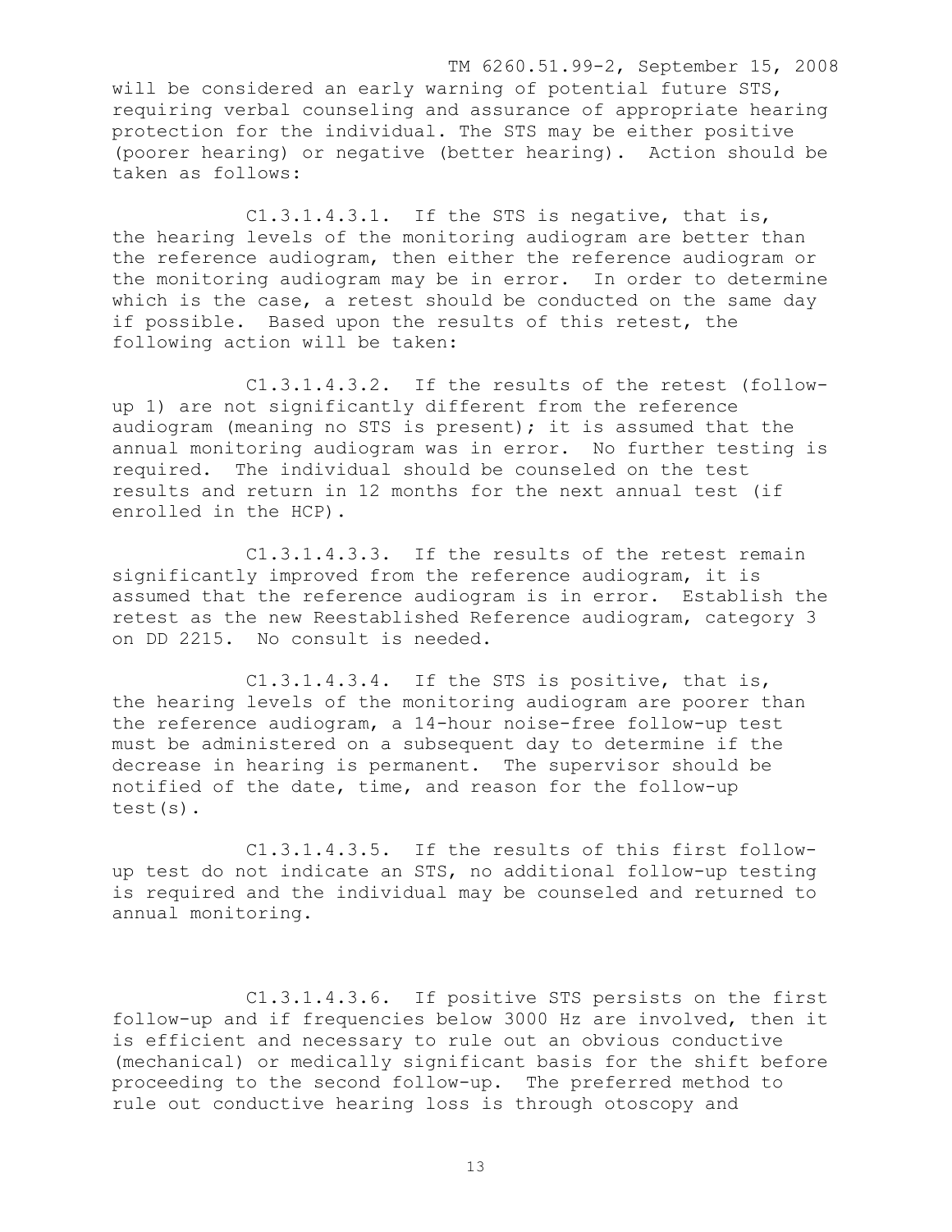will be considered an early warning of potential future STS, requiring verbal counseling and assurance of appropriate hearing protection for the individual. The STS may be either positive (poorer hearing) or negative (better hearing). Action should be taken as follows:

C1.3.1.4.3.1. If the STS is negative, that is, the hearing levels of the monitoring audiogram are better than the reference audiogram, then either the reference audiogram or the monitoring audiogram may be in error. In order to determine which is the case, a retest should be conducted on the same day if possible. Based upon the results of this retest, the following action will be taken:

C1.3.1.4.3.2. If the results of the retest (follow-up 1) are not significantly different from the reference audiogram (meaning no STS is present); it is assumed that the annual monitoring audiogram was in error. No further testing is required. The individual should be counseled on the test results and return in 12 months for the next annual test (if enrolled in the HCP).

C1.3.1.4.3.3. If the results of the retest remain significantly improved from the reference audiogram, it is assumed that the reference audiogram is in error. Establish the retest as the new Reestablished Reference audiogram, category 3 on DD 2215. No consult is needed.

C1.3.1.4.3.4. If the STS is positive, that is, the hearing levels of the monitoring audiogram are poorer than the reference audiogram, a 14-hour noise-free follow-up test must be administered on a subsequent day to determine if the decrease in hearing is permanent. The supervisor should be notified of the date, time, and reason for the follow-up test(s).

C1.3.1.4.3.5. If the results of this first follow-up test do not indicate an STS, no additional follow-up testing is required and the individual may be counseled and returned to annual monitoring.

C1.3.1.4.3.6. If positive STS persists on the first follow-up and if frequencies below 3000 Hz are involved, then it is efficient and necessary to rule out an obvious conductive (mechanical) or medically significant basis for the shift before proceeding to the second follow-up. The preferred method to rule out conductive hearing loss is through otoscopy and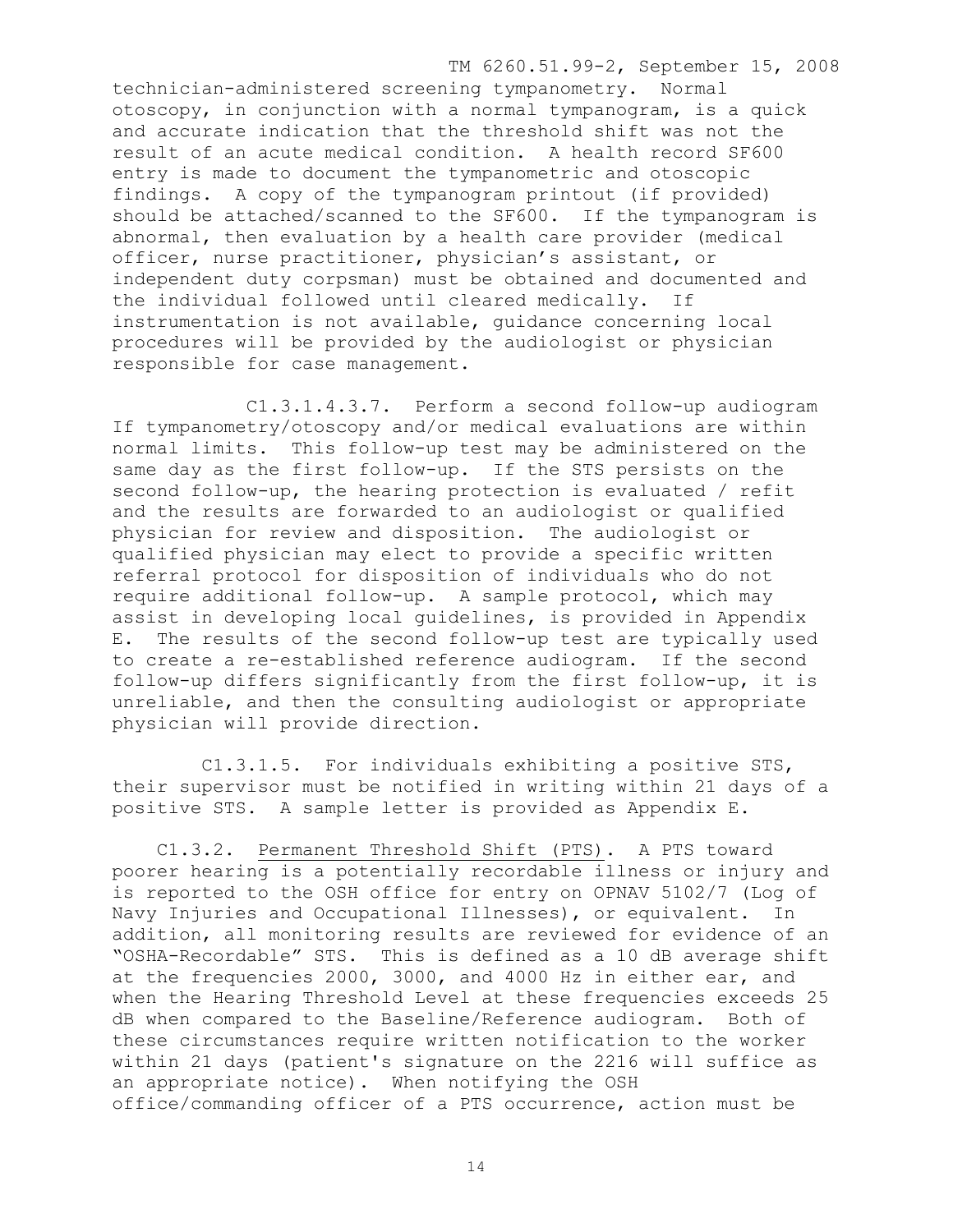technician-administered screening tympanometry. Normal otoscopy, in conjunction with a normal tympanogram, is a quick and accurate indication that the threshold shift was not the result of an acute medical condition. A health record SF600 entry is made to document the tympanometric and otoscopic findings. A copy of the tympanogram printout (if provided) should be attached/scanned to the SF600. If the tympanogram is abnormal, then evaluation by a health care provider (medical officer, nurse practitioner, physician's assistant, or independent duty corpsman) must be obtained and documented and the individual followed until cleared medically. If instrumentation is not available, guidance concerning local procedures will be provided by the audiologist or physician responsible for case management.

C1.3.1.4.3.7. Perform a second follow-up audiogram If tympanometry/otoscopy and/or medical evaluations are within normal limits. This follow-up test may be administered on the same day as the first follow-up. If the STS persists on the second follow-up, the hearing protection is evaluated / refit and the results are forwarded to an audiologist or qualified physician for review and disposition. The audiologist or qualified physician may elect to provide a specific written referral protocol for disposition of individuals who do not require additional follow-up. A sample protocol, which may assist in developing local guidelines, is provided in Appendix E. The results of the second follow-up test are typically used to create a re-established reference audiogram. If the second follow-up differs significantly from the first follow-up, it is unreliable, and then the consulting audiologist or appropriate physician will provide direction.

C1.3.1.5. For individuals exhibiting a positive STS, their supervisor must be notified in writing within 21 days of a positive STS. A sample letter is provided as Appendix E.

C1.3.2. <u>Permanent Threshold Shift (PTS)</u>. A PTS toward poorer hearing is a potentially recordable illness or injury and is reported to the OSH office for entry on OPNAV 5102/7 (Log of Navy Injuries and Occupational Illnesses), or equivalent. In addition, all monitoring results are reviewed for evidence of an "OSHA-Recordable" STS. This is defined as a 10 dB average shift at the frequencies 2000, 3000, and 4000 Hz in either ear, and when the Hearing Threshold Level at these frequencies exceeds 25 dB when compared to the Baseline/Reference audiogram. Both of these circumstances require written notification to the worker within 21 days (patient's signature on the 2216 will suffice as an appropriate notice). When notifying the OSH office/commanding officer of a PTS occurrence, action must be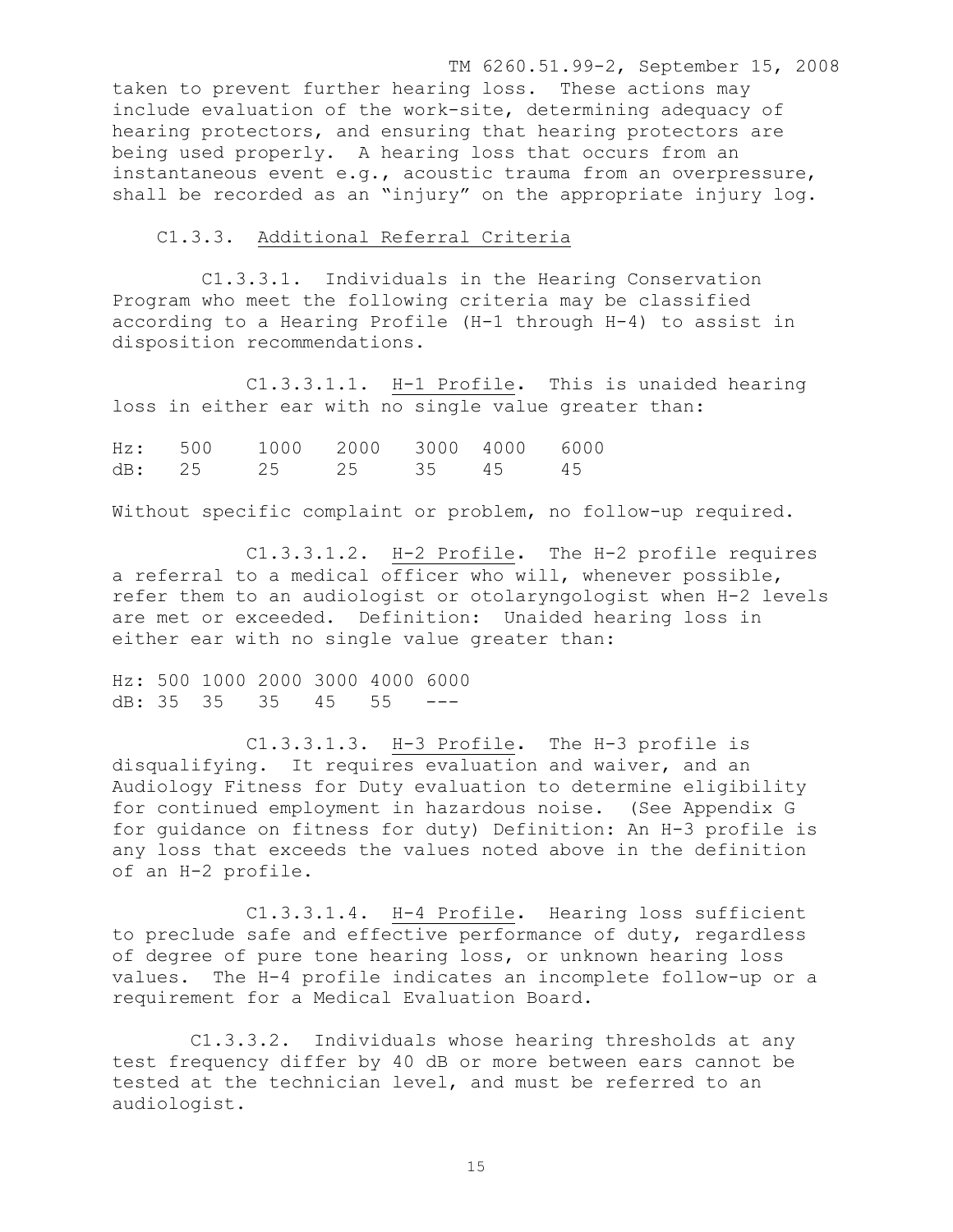taken to prevent further hearing loss. These actions may include evaluation of the work-site, determining adequacy of hearing protectors, and ensuring that hearing protectors are being used properly. A hearing loss that occurs from an instantaneous event e.g., acoustic trauma from an overpressure, shall be recorded as an "injury" on the appropriate injury log.

C1.3.3. Additional Referral Criteria

C1.3.3.1. Individuals in the Hearing Conservation Program who meet the following criteria may be classified according to a Hearing Profile (H-1 through H-4) to assist in disposition recommendations.

C1.3.3.1.1. H-1 Profile. This is unaided hearing loss in either ear with no single value greater than:

| Hz: | 500 | 1000 | 2000 | 3000 | 4000 | 6000 |
|---|---|---|---|---|---|---|
| dB: | 25 | 25 | 25 | 35 | 45 | 45 |

Without specific complaint or problem, no follow-up required.

C1.3.3.1.2. H-2 Profile. The H-2 profile requires a referral to a medical officer who will, whenever possible, refer them to an audiologist or otolaryngologist when H-2 levels are met or exceeded. Definition: Unaided hearing loss in either ear with no single value greater than:

| Hz: | 500 | 1000 | 2000 | 3000 | 4000 | 6000 |
|---|---|---|---|---|---|---|
| dB: | 35 | 35 | 35 | 45 | 55 | --- |

C1.3.3.1.3. H-3 Profile. The H-3 profile is disqualifying. It requires evaluation and waiver, and an Audiology Fitness for Duty evaluation to determine eligibility for continued employment in hazardous noise. (See Appendix G for guidance on fitness for duty) Definition: An H-3 profile is any loss that exceeds the values noted above in the definition of an H-2 profile.

C1.3.3.1.4. H-4 Profile. Hearing loss sufficient to preclude safe and effective performance of duty, regardless of degree of pure tone hearing loss, or unknown hearing loss values. The H-4 profile indicates an incomplete follow-up or a requirement for a Medical Evaluation Board.

C1.3.3.2. Individuals whose hearing thresholds at any test frequency differ by 40 dB or more between ears cannot be tested at the technician level, and must be referred to an audiologist.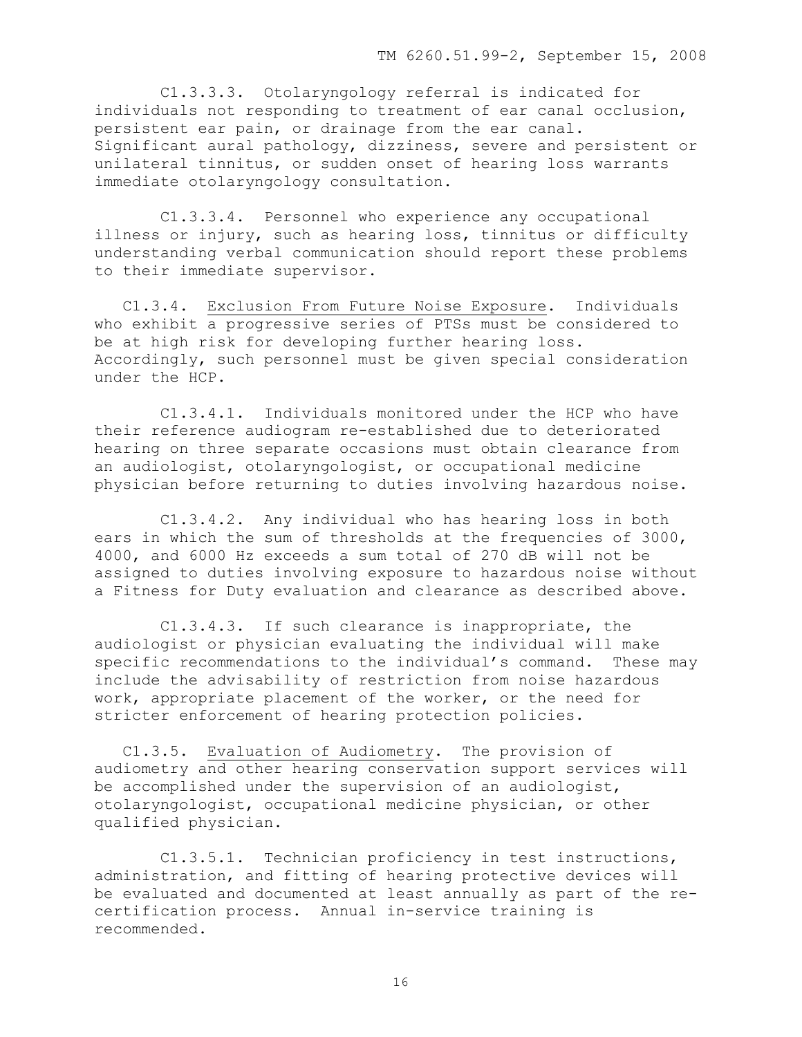C1.3.3.3. Otolaryngology referral is indicated for individuals not responding to treatment of ear canal occlusion, persistent ear pain, or drainage from the ear canal. Significant aural pathology, dizziness, severe and persistent or unilateral tinnitus, or sudden onset of hearing loss warrants immediate otolaryngology consultation.

C1.3.3.4. Personnel who experience any occupational illness or injury, such as hearing loss, tinnitus or difficulty understanding verbal communication should report these problems to their immediate supervisor.

C1.3.4. Exclusion From Future Noise Exposure. Individuals who exhibit a progressive series of PTSs must be considered to be at high risk for developing further hearing loss. Accordingly, such personnel must be given special consideration under the HCP.

C1.3.4.1. Individuals monitored under the HCP who have their reference audiogram re-established due to deteriorated hearing on three separate occasions must obtain clearance from an audiologist, otolaryngologist, or occupational medicine physician before returning to duties involving hazardous noise.

C1.3.4.2. Any individual who has hearing loss in both ears in which the sum of thresholds at the frequencies of 3000, 4000, and 6000 Hz exceeds a sum total of 270 dB will not be assigned to duties involving exposure to hazardous noise without a Fitness for Duty evaluation and clearance as described above.

C1.3.4.3. If such clearance is inappropriate, the audiologist or physician evaluating the individual will make specific recommendations to the individual's command. These may include the advisability of restriction from noise hazardous work, appropriate placement of the worker, or the need for stricter enforcement of hearing protection policies.

C1.3.5. Evaluation of Audiometry. The provision of audiometry and other hearing conservation support services will be accomplished under the supervision of an audiologist, otolaryngologist, occupational medicine physician, or other qualified physician.

C1.3.5.1. Technician proficiency in test instructions, administration, and fitting of hearing protective devices will be evaluated and documented at least annually as part of the re-certification process. Annual in-service training is recommended.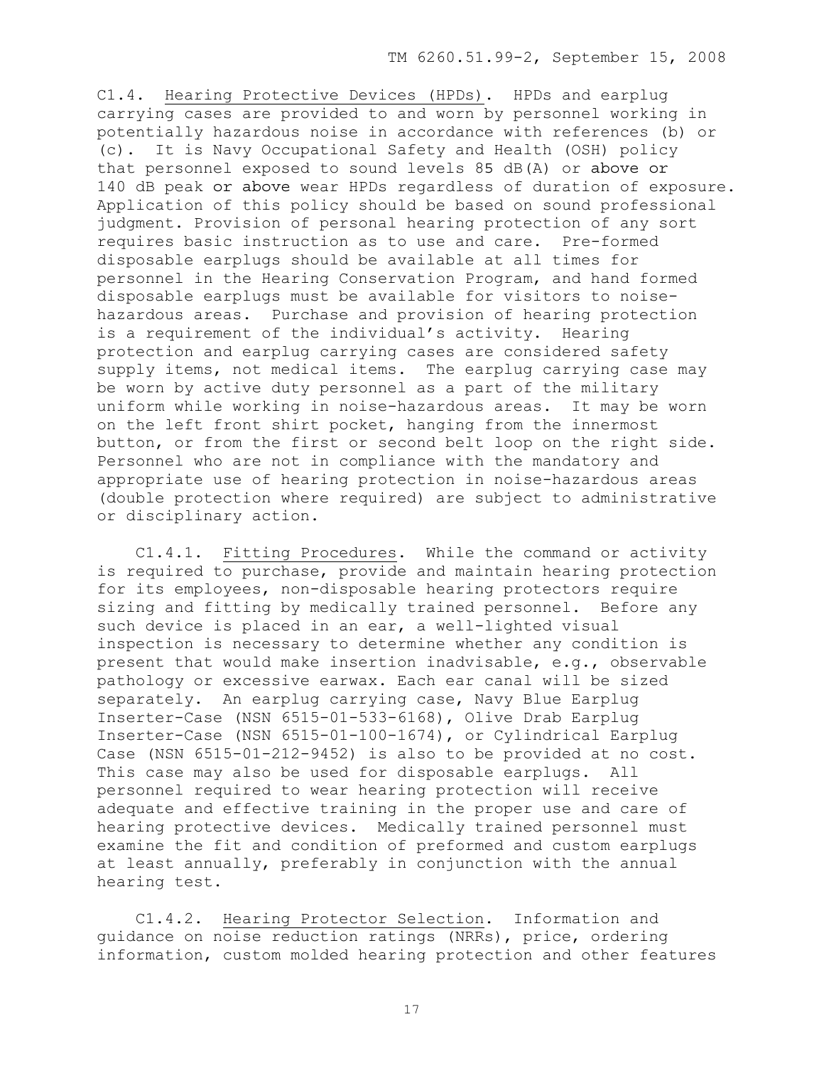C1.4. Hearing Protective Devices (HPDs). HPDs and earplug carrying cases are provided to and worn by personnel working in potentially hazardous noise in accordance with references (b) or (c). It is Navy Occupational Safety and Health (OSH) policy that personnel exposed to sound levels 85 dB(A) or above or 140 dB peak or above wear HPDs regardless of duration of exposure. Application of this policy should be based on sound professional judgment. Provision of personal hearing protection of any sort requires basic instruction as to use and care. Pre-formed disposable earplugs should be available at all times for personnel in the Hearing Conservation Program, and hand formed disposable earplugs must be available for visitors to noise-hazardous areas. Purchase and provision of hearing protection is a requirement of the individual's activity. Hearing protection and earplug carrying cases are considered safety supply items, not medical items. The earplug carrying case may be worn by active duty personnel as a part of the military uniform while working in noise-hazardous areas. It may be worn on the left front shirt pocket, hanging from the innermost button, or from the first or second belt loop on the right side. Personnel who are not in compliance with the mandatory and appropriate use of hearing protection in noise-hazardous areas (double protection where required) are subject to administrative or disciplinary action.

C1.4.1. Fitting Procedures. While the command or activity is required to purchase, provide and maintain hearing protection for its employees, non-disposable hearing protectors require sizing and fitting by medically trained personnel. Before any such device is placed in an ear, a well-lighted visual inspection is necessary to determine whether any condition is present that would make insertion inadvisable, e.g., observable pathology or excessive earwax. Each ear canal will be sized separately. An earplug carrying case, Navy Blue Earplug Inserter-Case (NSN 6515-01-533-6168), Olive Drab Earplug Inserter-Case (NSN 6515-01-100-1674), or Cylindrical Earplug Case (NSN 6515-01-212-9452) is also to be provided at no cost. This case may also be used for disposable earplugs. All personnel required to wear hearing protection will receive adequate and effective training in the proper use and care of hearing protective devices. Medically trained personnel must examine the fit and condition of preformed and custom earplugs at least annually, preferably in conjunction with the annual hearing test.

C1.4.2. Hearing Protector Selection. Information and guidance on noise reduction ratings (NRRs), price, ordering information, custom molded hearing protection and other features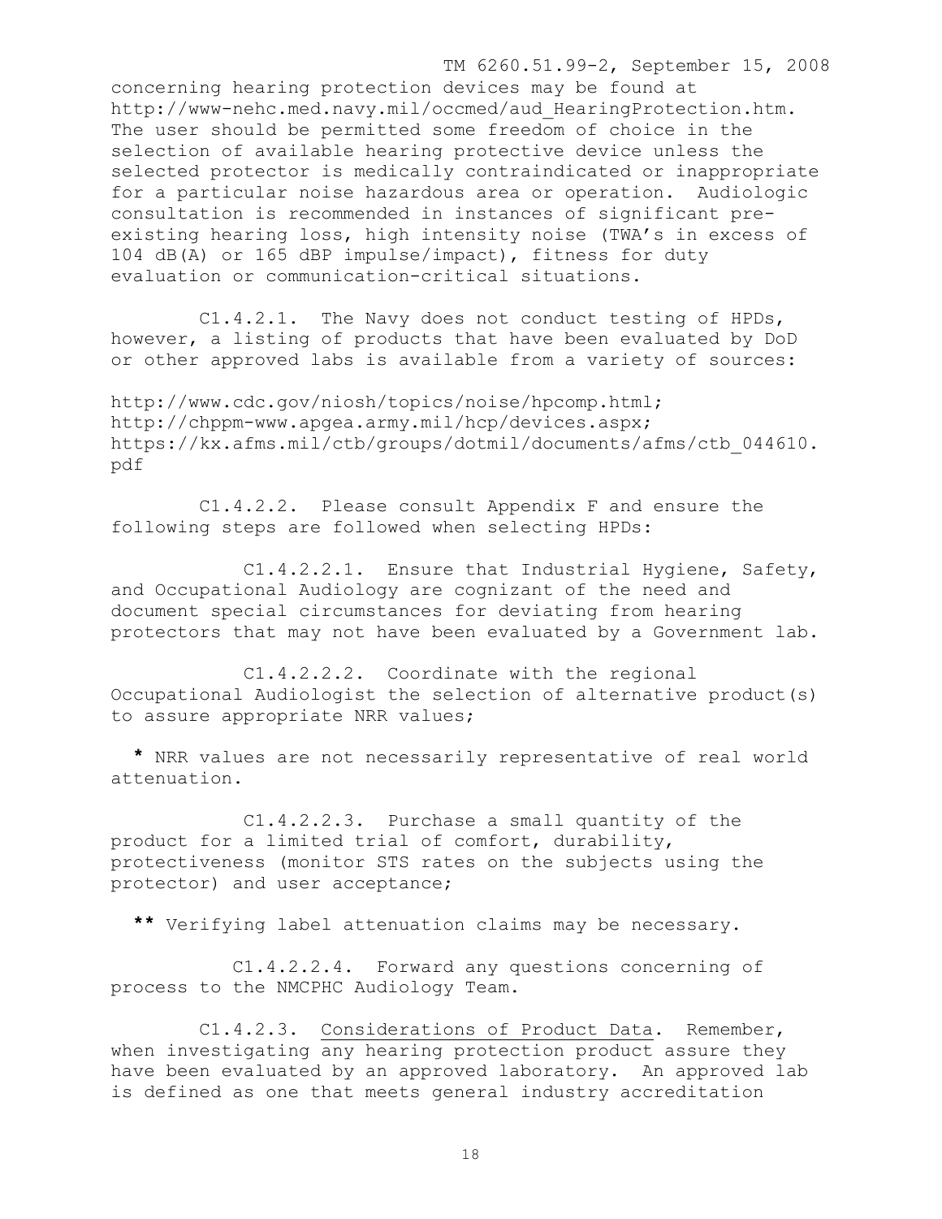concerning hearing protection devices may be found at http://www-nehc.med.navy.mil/occmed/aud_HearingProtection.htm. The user should be permitted some freedom of choice in the selection of available hearing protective device unless the selected protector is medically contraindicated or inappropriate for a particular noise hazardous area or operation. Audiologic consultation is recommended in instances of significant pre-existing hearing loss, high intensity noise (TWA's in excess of 104 dB(A) or 165 dBP impulse/impact), fitness for duty evaluation or communication-critical situations.

C1.4.2.1. The Navy does not conduct testing of HPDs, however, a listing of products that have been evaluated by DoD or other approved labs is available from a variety of sources:

http://www.cdc.gov/niosh/topics/noise/hpcomp.html;
http://chppm-www.apgea.army.mil/hcp/devices.aspx;
https://kx.afms.mil/ctb/groups/dotmil/documents/afms/ctb_044610.pdf

C1.4.2.2. Please consult Appendix F and ensure the following steps are followed when selecting HPDs:

C1.4.2.2.1. Ensure that Industrial Hygiene, Safety, and Occupational Audiology are cognizant of the need and document special circumstances for deviating from hearing protectors that may not have been evaluated by a Government lab.

C1.4.2.2.2. Coordinate with the regional Occupational Audiologist the selection of alternative product(s) to assure appropriate NRR values;

**\*** NRR values are not necessarily representative of real world attenuation.

C1.4.2.2.3. Purchase a small quantity of the product for a limited trial of comfort, durability, protectiveness (monitor STS rates on the subjects using the protector) and user acceptance;

**\*\*** Verifying label attenuation claims may be necessary.

C1.4.2.2.4. Forward any questions concerning of process to the NMCPHC Audiology Team.

C1.4.2.3. Considerations of Product Data. Remember, when investigating any hearing protection product assure they have been evaluated by an approved laboratory. An approved lab is defined as one that meets general industry accreditation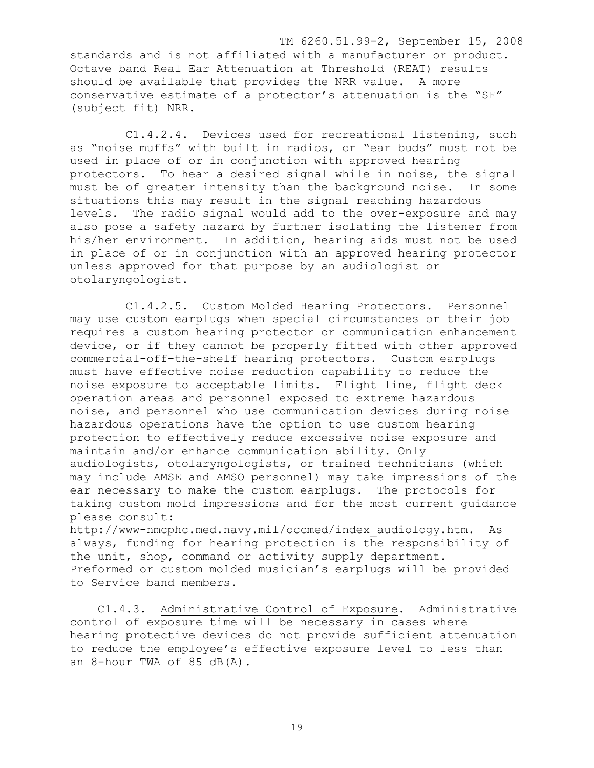standards and is not affiliated with a manufacturer or product. Octave band Real Ear Attenuation at Threshold (REAT) results should be available that provides the NRR value. A more conservative estimate of a protector's attenuation is the "SF" (subject fit) NRR.

C1.4.2.4. Devices used for recreational listening, such as "noise muffs" with built in radios, or "ear buds" must not be used in place of or in conjunction with approved hearing protectors. To hear a desired signal while in noise, the signal must be of greater intensity than the background noise. In some situations this may result in the signal reaching hazardous levels. The radio signal would add to the over-exposure and may also pose a safety hazard by further isolating the listener from his/her environment. In addition, hearing aids must not be used in place of or in conjunction with an approved hearing protector unless approved for that purpose by an audiologist or otolaryngologist.

C1.4.2.5. Custom Molded Hearing Protectors. Personnel may use custom earplugs when special circumstances or their job requires a custom hearing protector or communication enhancement device, or if they cannot be properly fitted with other approved commercial-off-the-shelf hearing protectors. Custom earplugs must have effective noise reduction capability to reduce the noise exposure to acceptable limits. Flight line, flight deck operation areas and personnel exposed to extreme hazardous noise, and personnel who use communication devices during noise hazardous operations have the option to use custom hearing protection to effectively reduce excessive noise exposure and maintain and/or enhance communication ability. Only audiologists, otolaryngologists, or trained technicians (which may include AMSE and AMSO personnel) may take impressions of the ear necessary to make the custom earplugs. The protocols for taking custom mold impressions and for the most current guidance please consult: http://www-nmcphc.med.navy.mil/occmed/index_audiology.htm. As always, funding for hearing protection is the responsibility of the unit, shop, command or activity supply department. Preformed or custom molded musician's earplugs will be provided to Service band members.

C1.4.3. Administrative Control of Exposure. Administrative control of exposure time will be necessary in cases where hearing protective devices do not provide sufficient attenuation to reduce the employee's effective exposure level to less than an 8-hour TWA of 85 dB(A).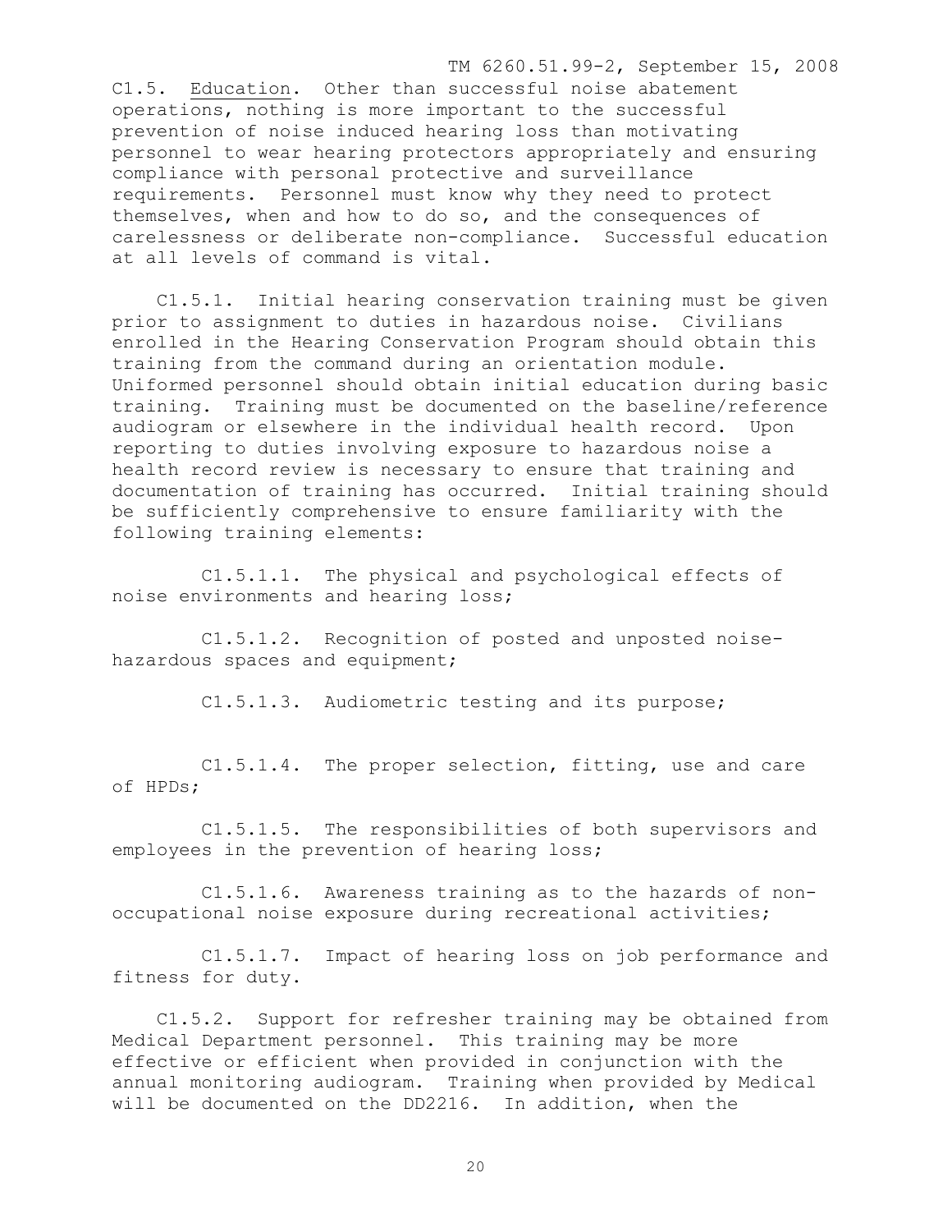C1.5. Education. Other than successful noise abatement operations, nothing is more important to the successful prevention of noise induced hearing loss than motivating personnel to wear hearing protectors appropriately and ensuring compliance with personal protective and surveillance requirements. Personnel must know why they need to protect themselves, when and how to do so, and the consequences of carelessness or deliberate non-compliance. Successful education at all levels of command is vital.

C1.5.1. Initial hearing conservation training must be given prior to assignment to duties in hazardous noise. Civilians enrolled in the Hearing Conservation Program should obtain this training from the command during an orientation module. Uniformed personnel should obtain initial education during basic training. Training must be documented on the baseline/reference audiogram or elsewhere in the individual health record. Upon reporting to duties involving exposure to hazardous noise a health record review is necessary to ensure that training and documentation of training has occurred. Initial training should be sufficiently comprehensive to ensure familiarity with the following training elements:

C1.5.1.1. The physical and psychological effects of noise environments and hearing loss;

C1.5.1.2. Recognition of posted and unposted noise-hazardous spaces and equipment;

C1.5.1.3. Audiometric testing and its purpose;

C1.5.1.4. The proper selection, fitting, use and care of HPDs;

C1.5.1.5. The responsibilities of both supervisors and employees in the prevention of hearing loss;

C1.5.1.6. Awareness training as to the hazards of non-occupational noise exposure during recreational activities;

C1.5.1.7. Impact of hearing loss on job performance and fitness for duty.

C1.5.2. Support for refresher training may be obtained from Medical Department personnel. This training may be more effective or efficient when provided in conjunction with the annual monitoring audiogram. Training when provided by Medical will be documented on the DD2216. In addition, when the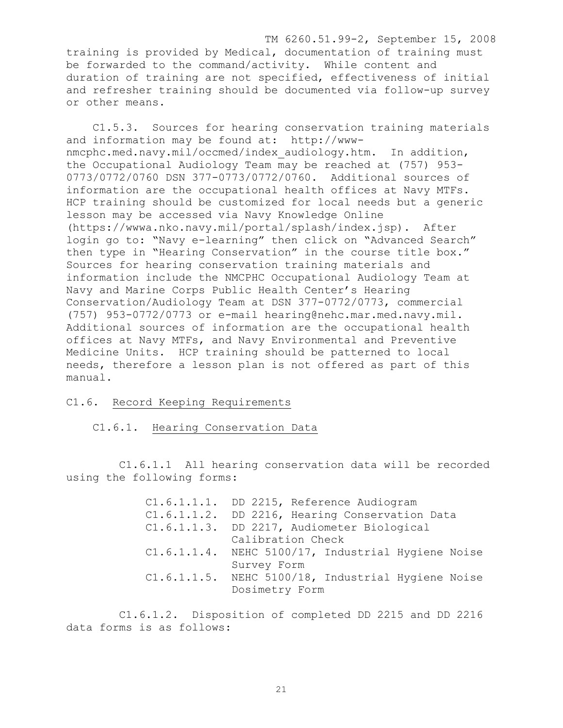training is provided by Medical, documentation of training must be forwarded to the command/activity. While content and duration of training are not specified, effectiveness of initial and refresher training should be documented via follow-up survey or other means.

C1.5.3. Sources for hearing conservation training materials and information may be found at: http://www-nmcphc.med.navy.mil/occmed/index_audiology.htm. In addition, the Occupational Audiology Team may be reached at (757) 953-0773/0772/0760 DSN 377-0773/0772/0760. Additional sources of information are the occupational health offices at Navy MTFs. HCP training should be customized for local needs but a generic lesson may be accessed via Navy Knowledge Online (https://wwwa.nko.navy.mil/portal/splash/index.jsp). After login go to: "Navy e-learning" then click on "Advanced Search" then type in "Hearing Conservation" in the course title box." Sources for hearing conservation training materials and information include the NMCPHC Occupational Audiology Team at Navy and Marine Corps Public Health Center's Hearing Conservation/Audiology Team at DSN 377-0772/0773, commercial (757) 953-0772/0773 or e-mail hearing@nehc.mar.med.navy.mil. Additional sources of information are the occupational health offices at Navy MTFs, and Navy Environmental and Preventive Medicine Units. HCP training should be patterned to local needs, therefore a lesson plan is not offered as part of this manual.

## C1.6. Record Keeping Requirements

### C1.6.1. Hearing Conservation Data

C1.6.1.1 All hearing conservation data will be recorded using the following forms:

- C1.6.1.1.1. DD 2215, Reference Audiogram
- C1.6.1.1.2. DD 2216, Hearing Conservation Data
- C1.6.1.1.3. DD 2217, Audiometer Biological Calibration Check
- C1.6.1.1.4. NEHC 5100/17, Industrial Hygiene Noise Survey Form
- C1.6.1.1.5. NEHC 5100/18, Industrial Hygiene Noise Dosimetry Form

C1.6.1.2. Disposition of completed DD 2215 and DD 2216 data forms is as follows: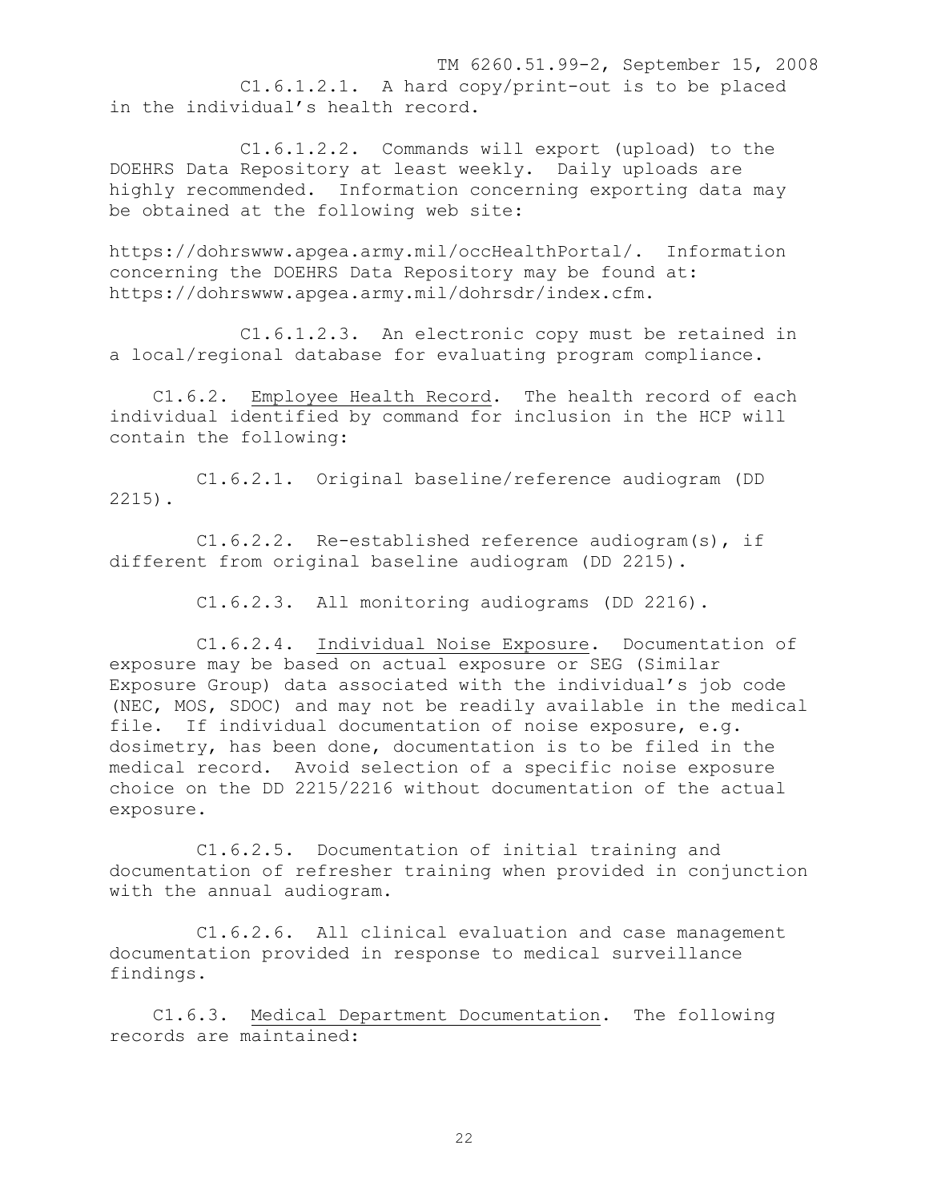C1.6.1.2.1. A hard copy/print-out is to be placed in the individual's health record.

C1.6.1.2.2. Commands will export (upload) to the DOEHRS Data Repository at least weekly. Daily uploads are highly recommended. Information concerning exporting data may be obtained at the following web site:

https://dohrswww.apgea.army.mil/occHealthPortal/. Information concerning the DOEHRS Data Repository may be found at: https://dohrswww.apgea.army.mil/dohrsdr/index.cfm.

C1.6.1.2.3. An electronic copy must be retained in a local/regional database for evaluating program compliance.

C1.6.2. Employee Health Record. The health record of each individual identified by command for inclusion in the HCP will contain the following:

C1.6.2.1. Original baseline/reference audiogram (DD 2215).

C1.6.2.2. Re-established reference audiogram(s), if different from original baseline audiogram (DD 2215).

C1.6.2.3. All monitoring audiograms (DD 2216).

C1.6.2.4. Individual Noise Exposure. Documentation of exposure may be based on actual exposure or SEG (Similar Exposure Group) data associated with the individual's job code (NEC, MOS, SDOC) and may not be readily available in the medical file. If individual documentation of noise exposure, e.g. dosimetry, has been done, documentation is to be filed in the medical record. Avoid selection of a specific noise exposure choice on the DD 2215/2216 without documentation of the actual exposure.

C1.6.2.5. Documentation of initial training and documentation of refresher training when provided in conjunction with the annual audiogram.

C1.6.2.6. All clinical evaluation and case management documentation provided in response to medical surveillance findings.

C1.6.3. Medical Department Documentation. The following records are maintained: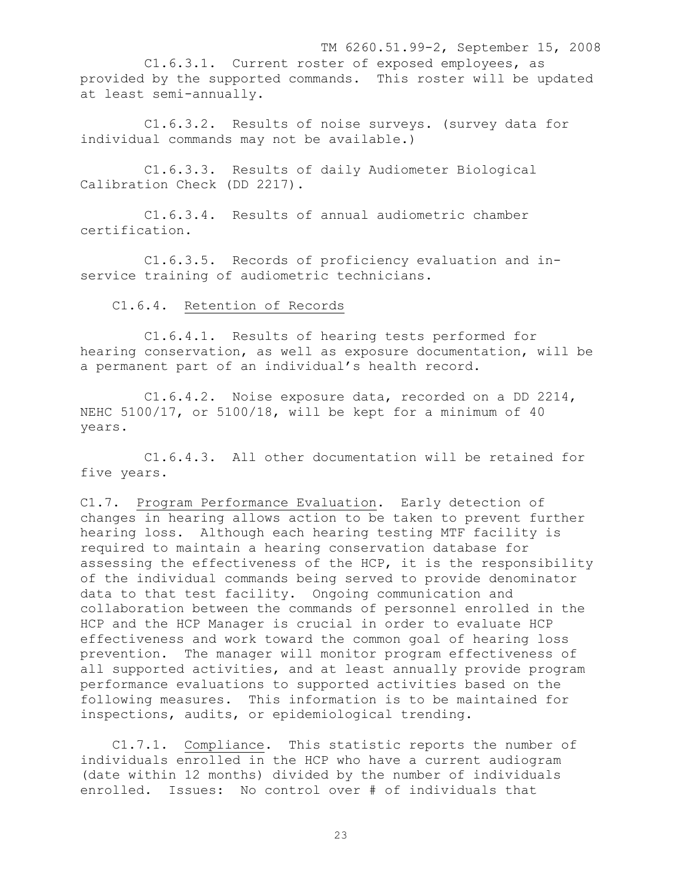C1.6.3.1. Current roster of exposed employees, as provided by the supported commands. This roster will be updated at least semi-annually.

C1.6.3.2. Results of noise surveys. (survey data for individual commands may not be available.)

C1.6.3.3. Results of daily Audiometer Biological Calibration Check (DD 2217).

C1.6.3.4. Results of annual audiometric chamber certification.

C1.6.3.5. Records of proficiency evaluation and in-service training of audiometric technicians.

C1.6.4. <u>Retention of Records</u>

C1.6.4.1. Results of hearing tests performed for hearing conservation, as well as exposure documentation, will be a permanent part of an individual's health record.

C1.6.4.2. Noise exposure data, recorded on a DD 2214, NEHC 5100/17, or 5100/18, will be kept for a minimum of 40 years.

C1.6.4.3. All other documentation will be retained for five years.

C1.7. <u>Program Performance Evaluation</u>. Early detection of changes in hearing allows action to be taken to prevent further hearing loss. Although each hearing testing MTF facility is required to maintain a hearing conservation database for assessing the effectiveness of the HCP, it is the responsibility of the individual commands being served to provide denominator data to that test facility. Ongoing communication and collaboration between the commands of personnel enrolled in the HCP and the HCP Manager is crucial in order to evaluate HCP effectiveness and work toward the common goal of hearing loss prevention. The manager will monitor program effectiveness of all supported activities, and at least annually provide program performance evaluations to supported activities based on the following measures. This information is to be maintained for inspections, audits, or epidemiological trending.

C1.7.1. <u>Compliance</u>. This statistic reports the number of individuals enrolled in the HCP who have a current audiogram (date within 12 months) divided by the number of individuals enrolled. Issues: No control over # of individuals that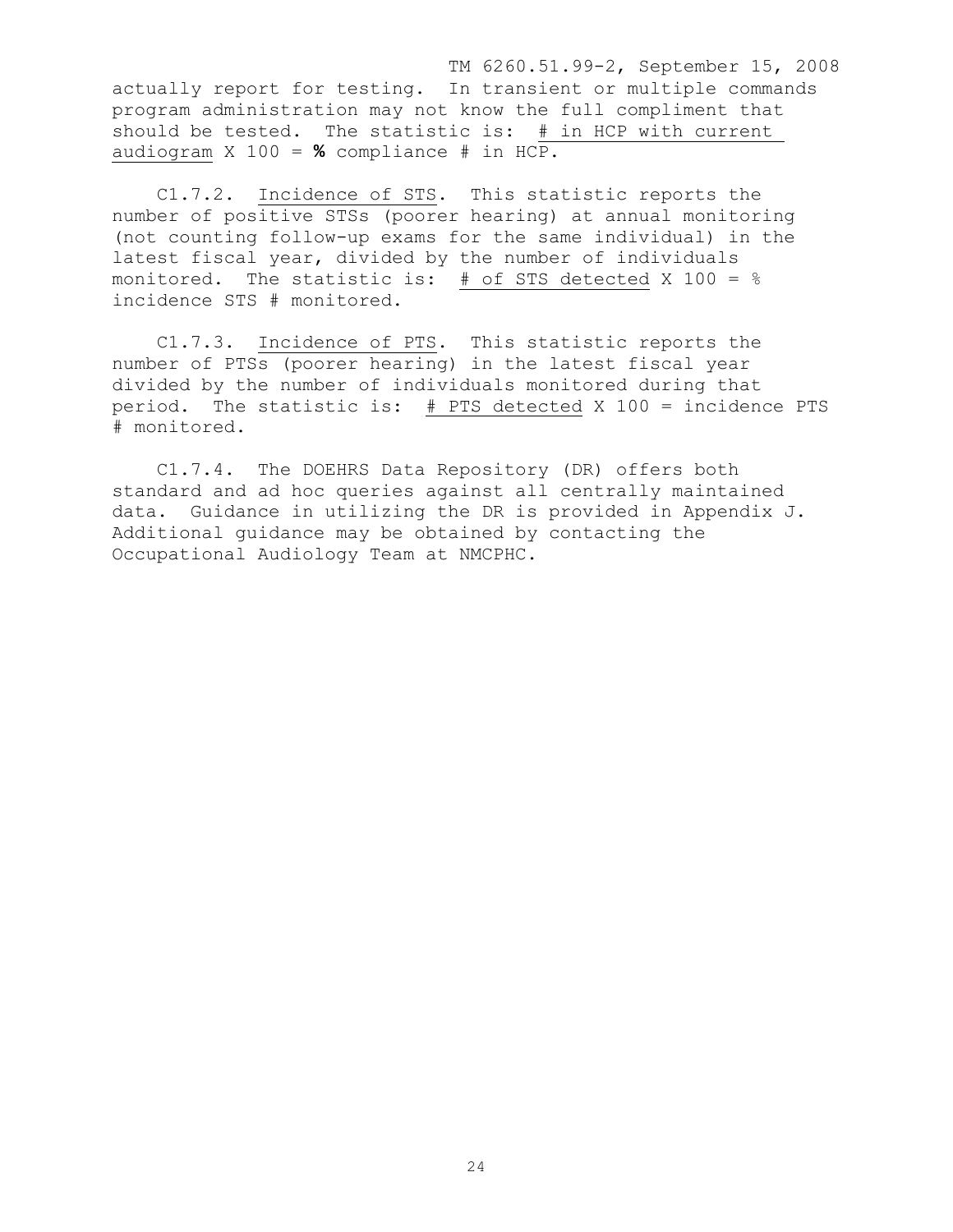actually report for testing. In transient or multiple commands program administration may not know the full compliment that should be tested. The statistic is: <u># in HCP with current audiogram</u> X 100 = **%** compliance # in HCP.

C1.7.2. <u>Incidence of STS</u>. This statistic reports the number of positive STSs (poorer hearing) at annual monitoring (not counting follow-up exams for the same individual) in the latest fiscal year, divided by the number of individuals monitored. The statistic is: <u># of STS detected</u> X 100 = % incidence STS # monitored.

C1.7.3. <u>Incidence of PTS</u>. This statistic reports the number of PTSs (poorer hearing) in the latest fiscal year divided by the number of individuals monitored during that period. The statistic is: <u># PTS detected</u> X 100 = incidence PTS # monitored.

C1.7.4. The DOEHRS Data Repository (DR) offers both standard and ad hoc queries against all centrally maintained data. Guidance in utilizing the DR is provided in Appendix J. Additional guidance may be obtained by contacting the Occupational Audiology Team at NMCPHC.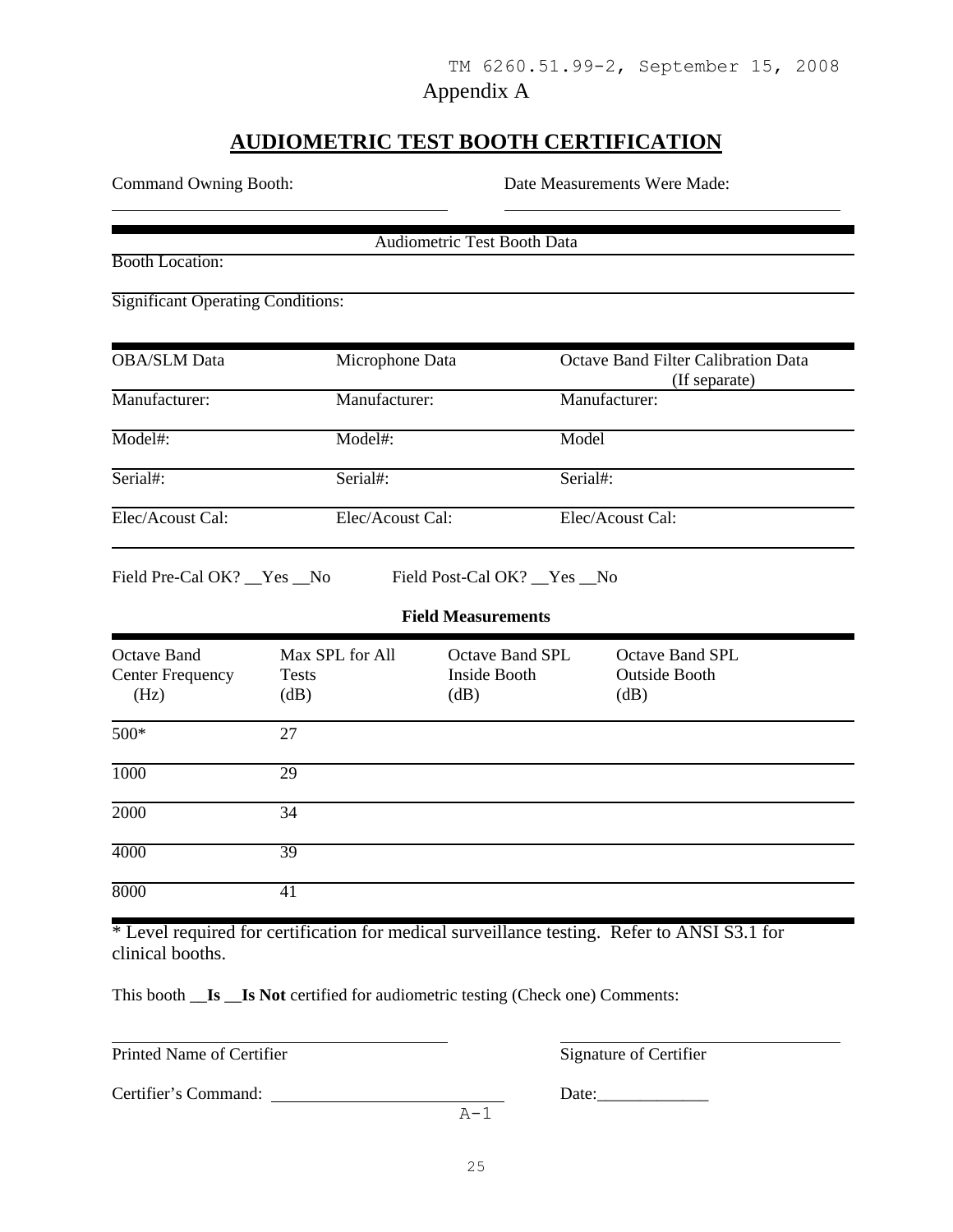Appendix A

# AUDIOMETRIC TEST BOOTH CERTIFICATION

Command Owning Booth: ______________________ Date Measurements Were Made: ______________________

Audiometric Test Booth Data

Booth Location:

Significant Operating Conditions:

| OBA/SLM Data | Microphone Data | Octave Band Filter Calibration Data (If separate) |
|---|---|---|
| Manufacturer: | Manufacturer: | Manufacturer: |
| Model#: | Model#: | Model |
| Serial#: | Serial#: | Serial#: |
| Elec/Acoust Cal: | Elec/Acoust Cal: | Elec/Acoust Cal: |

Field Pre-Cal OK? __Yes __No Field Post-Cal OK? __Yes __No

**Field Measurements**

| Octave Band Center Frequency (Hz) | Max SPL for All Tests (dB) | Octave Band SPL Inside Booth (dB) | Octave Band SPL Outside Booth (dB) |
|---|---|---|---|
| 500* | 27 | | |
| 1000 | 29 | | |
| 2000 | 34 | | |
| 4000 | 39 | | |
| 8000 | 41 | | |

* Level required for certification for medical surveillance testing. Refer to ANSI S3.1 for clinical booths.

This booth __**Is** __**Is Not** certified for audiometric testing (Check one) Comments:

______________________ ______________________

Printed Name of Certifier Signature of Certifier

Certifier's Command: ______________________ Date:_____________

A-1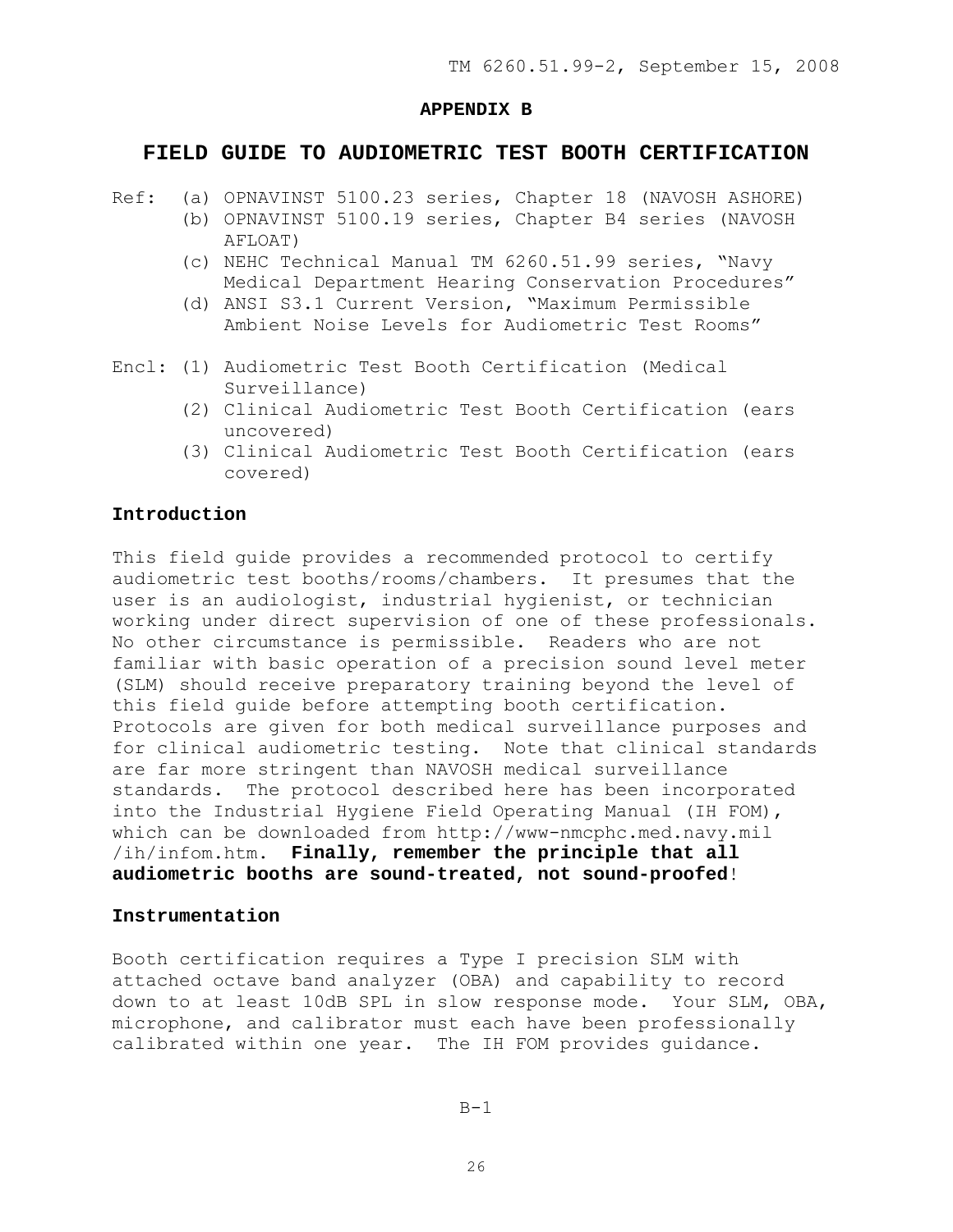## APPENDIX B

# FIELD GUIDE TO AUDIOMETRIC TEST BOOTH CERTIFICATION

Ref: (a) OPNAVINST 5100.23 series, Chapter 18 (NAVOSH ASHORE)
(b) OPNAVINST 5100.19 series, Chapter B4 series (NAVOSH AFLOAT)
(c) NEHC Technical Manual TM 6260.51.99 series, "Navy Medical Department Hearing Conservation Procedures"
(d) ANSI S3.1 Current Version, "Maximum Permissible Ambient Noise Levels for Audiometric Test Rooms"

Encl: (1) Audiometric Test Booth Certification (Medical Surveillance)
(2) Clinical Audiometric Test Booth Certification (ears uncovered)
(3) Clinical Audiometric Test Booth Certification (ears covered)

### Introduction

This field guide provides a recommended protocol to certify audiometric test booths/rooms/chambers. It presumes that the user is an audiologist, industrial hygienist, or technician working under direct supervision of one of these professionals. No other circumstance is permissible. Readers who are not familiar with basic operation of a precision sound level meter (SLM) should receive preparatory training beyond the level of this field guide before attempting booth certification. Protocols are given for both medical surveillance purposes and for clinical audiometric testing. Note that clinical standards are far more stringent than NAVOSH medical surveillance standards. The protocol described here has been incorporated into the Industrial Hygiene Field Operating Manual (IH FOM), which can be downloaded from http://www-nmcphc.med.navy.mil/ih/infom.htm. **Finally, remember the principle that all audiometric booths are sound-treated, not sound-proofed**!

### Instrumentation

Booth certification requires a Type I precision SLM with attached octave band analyzer (OBA) and capability to record down to at least 10dB SPL in slow response mode. Your SLM, OBA, microphone, and calibrator must each have been professionally calibrated within one year. The IH FOM provides guidance.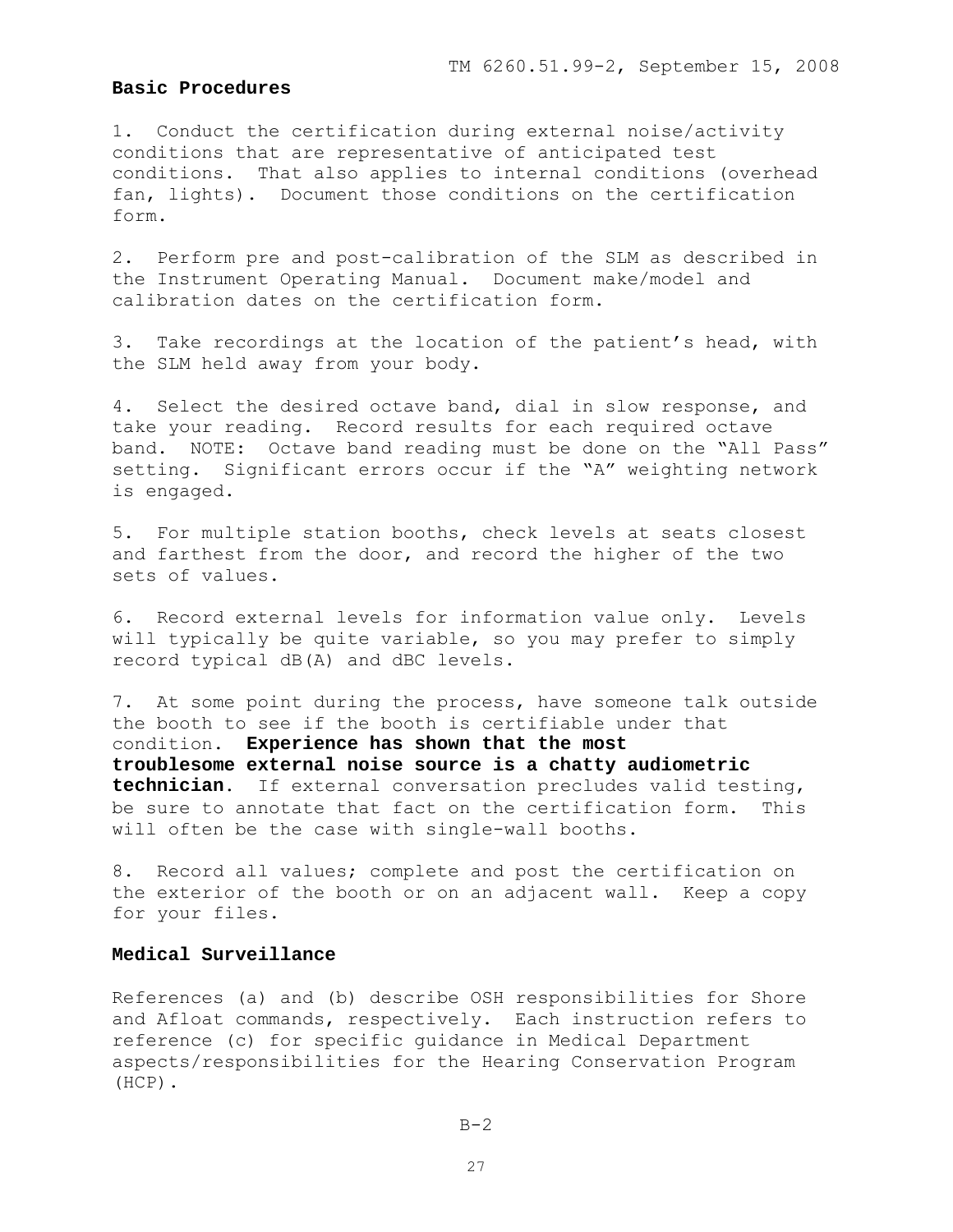### Basic Procedures

1. Conduct the certification during external noise/activity conditions that are representative of anticipated test conditions. That also applies to internal conditions (overhead fan, lights). Document those conditions on the certification form.

2. Perform pre and post-calibration of the SLM as described in the Instrument Operating Manual. Document make/model and calibration dates on the certification form.

3. Take recordings at the location of the patient's head, with the SLM held away from your body.

4. Select the desired octave band, dial in slow response, and take your reading. Record results for each required octave band. NOTE: Octave band reading must be done on the "All Pass" setting. Significant errors occur if the "A" weighting network is engaged.

5. For multiple station booths, check levels at seats closest and farthest from the door, and record the higher of the two sets of values.

6. Record external levels for information value only. Levels will typically be quite variable, so you may prefer to simply record typical dB(A) and dBC levels.

7. At some point during the process, have someone talk outside the booth to see if the booth is certifiable under that condition. **Experience has shown that the most troublesome external noise source is a chatty audiometric technician**. If external conversation precludes valid testing, be sure to annotate that fact on the certification form. This will often be the case with single-wall booths.

8. Record all values; complete and post the certification on the exterior of the booth or on an adjacent wall. Keep a copy for your files.

### Medical Surveillance

References (a) and (b) describe OSH responsibilities for Shore and Afloat commands, respectively. Each instruction refers to reference (c) for specific guidance in Medical Department aspects/responsibilities for the Hearing Conservation Program (HCP).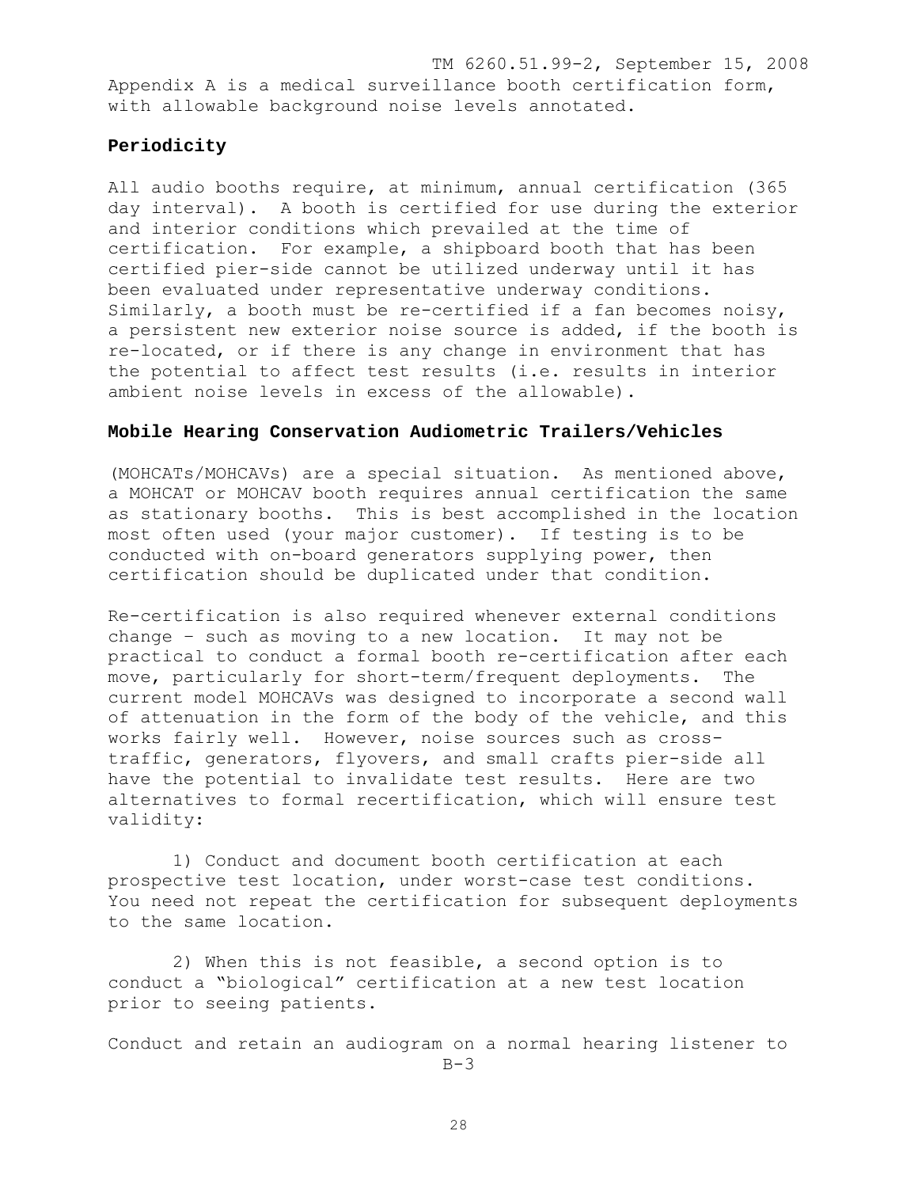Appendix A is a medical surveillance booth certification form, with allowable background noise levels annotated.

## Periodicity

All audio booths require, at minimum, annual certification (365 day interval). A booth is certified for use during the exterior and interior conditions which prevailed at the time of certification. For example, a shipboard booth that has been certified pier-side cannot be utilized underway until it has been evaluated under representative underway conditions. Similarly, a booth must be re-certified if a fan becomes noisy, a persistent new exterior noise source is added, if the booth is re-located, or if there is any change in environment that has the potential to affect test results (i.e. results in interior ambient noise levels in excess of the allowable).

## Mobile Hearing Conservation Audiometric Trailers/Vehicles

(MOHCATs/MOHCAVs) are a special situation. As mentioned above, a MOHCAT or MOHCAV booth requires annual certification the same as stationary booths. This is best accomplished in the location most often used (your major customer). If testing is to be conducted with on-board generators supplying power, then certification should be duplicated under that condition.

Re-certification is also required whenever external conditions change – such as moving to a new location. It may not be practical to conduct a formal booth re-certification after each move, particularly for short-term/frequent deployments. The current model MOHCAVs was designed to incorporate a second wall of attenuation in the form of the body of the vehicle, and this works fairly well. However, noise sources such as cross-traffic, generators, flyovers, and small crafts pier-side all have the potential to invalidate test results. Here are two alternatives to formal recertification, which will ensure test validity:

1) Conduct and document booth certification at each prospective test location, under worst-case test conditions. You need not repeat the certification for subsequent deployments to the same location.

2) When this is not feasible, a second option is to conduct a "biological" certification at a new test location prior to seeing patients.

Conduct and retain an audiogram on a normal hearing listener to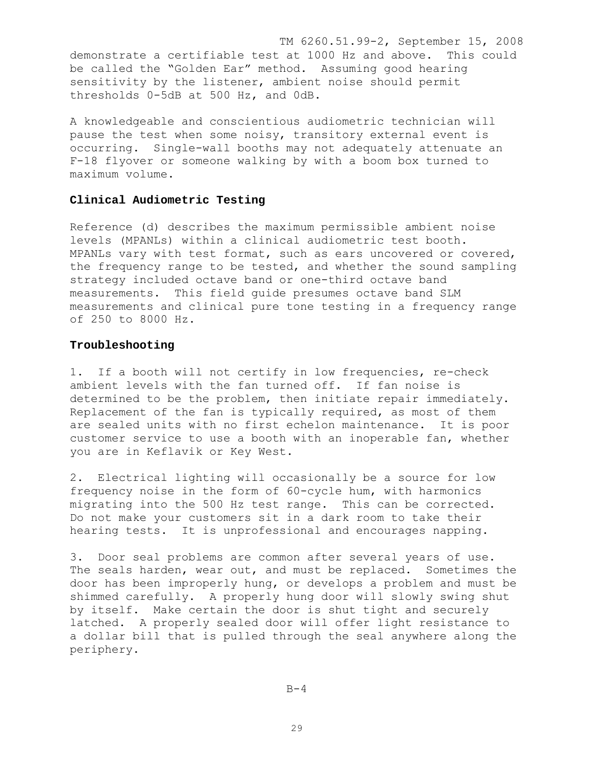demonstrate a certifiable test at 1000 Hz and above. This could be called the "Golden Ear" method. Assuming good hearing sensitivity by the listener, ambient noise should permit thresholds 0-5dB at 500 Hz, and 0dB.

A knowledgeable and conscientious audiometric technician will pause the test when some noisy, transitory external event is occurring. Single-wall booths may not adequately attenuate an F-18 flyover or someone walking by with a boom box turned to maximum volume.

## Clinical Audiometric Testing

Reference (d) describes the maximum permissible ambient noise levels (MPANLs) within a clinical audiometric test booth. MPANLs vary with test format, such as ears uncovered or covered, the frequency range to be tested, and whether the sound sampling strategy included octave band or one-third octave band measurements. This field guide presumes octave band SLM measurements and clinical pure tone testing in a frequency range of 250 to 8000 Hz.

## Troubleshooting

1. If a booth will not certify in low frequencies, re-check ambient levels with the fan turned off. If fan noise is determined to be the problem, then initiate repair immediately. Replacement of the fan is typically required, as most of them are sealed units with no first echelon maintenance. It is poor customer service to use a booth with an inoperable fan, whether you are in Keflavik or Key West.

2. Electrical lighting will occasionally be a source for low frequency noise in the form of 60-cycle hum, with harmonics migrating into the 500 Hz test range. This can be corrected. Do not make your customers sit in a dark room to take their hearing tests. It is unprofessional and encourages napping.

3. Door seal problems are common after several years of use. The seals harden, wear out, and must be replaced. Sometimes the door has been improperly hung, or develops a problem and must be shimmed carefully. A properly hung door will slowly swing shut by itself. Make certain the door is shut tight and securely latched. A properly sealed door will offer light resistance to a dollar bill that is pulled through the seal anywhere along the periphery.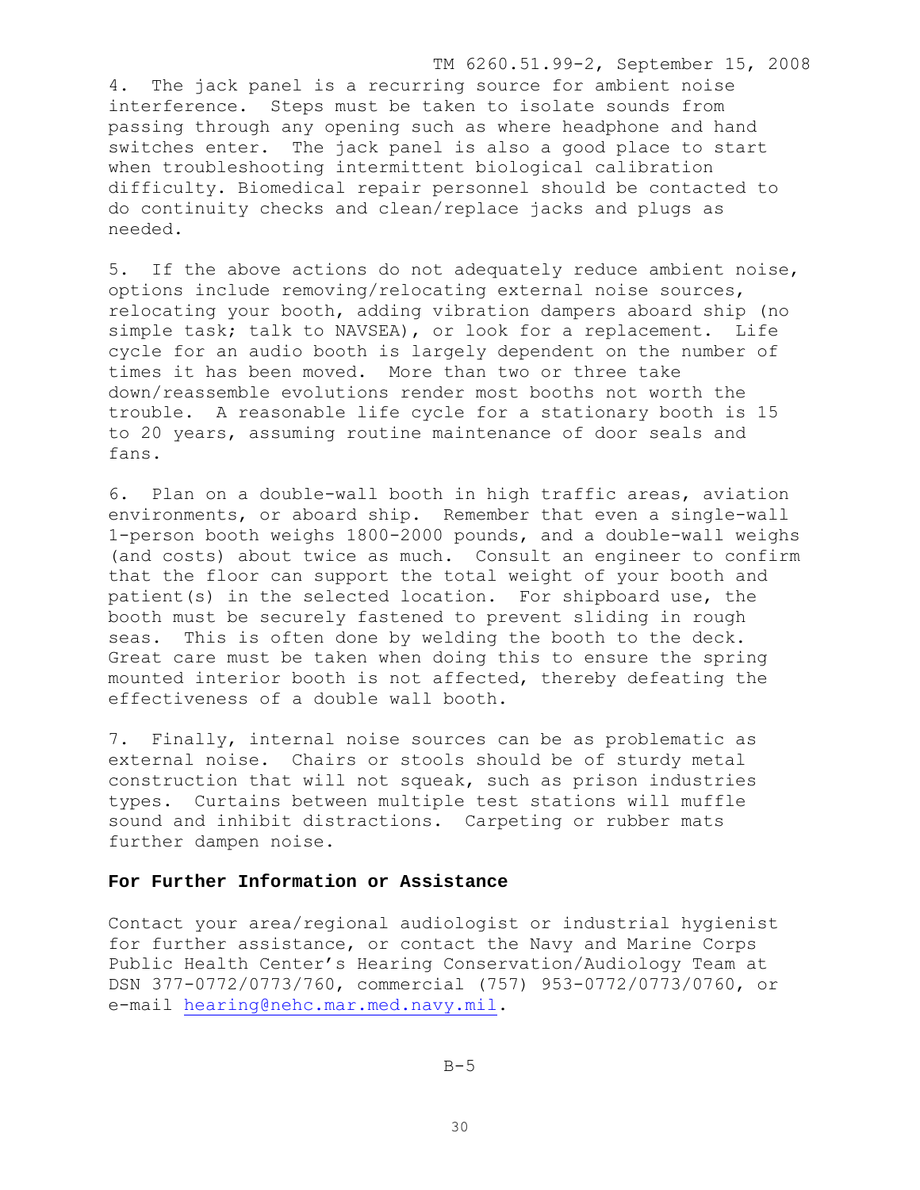4. The jack panel is a recurring source for ambient noise interference. Steps must be taken to isolate sounds from passing through any opening such as where headphone and hand switches enter. The jack panel is also a good place to start when troubleshooting intermittent biological calibration difficulty. Biomedical repair personnel should be contacted to do continuity checks and clean/replace jacks and plugs as needed.

5. If the above actions do not adequately reduce ambient noise, options include removing/relocating external noise sources, relocating your booth, adding vibration dampers aboard ship (no simple task; talk to NAVSEA), or look for a replacement. Life cycle for an audio booth is largely dependent on the number of times it has been moved. More than two or three take down/reassemble evolutions render most booths not worth the trouble. A reasonable life cycle for a stationary booth is 15 to 20 years, assuming routine maintenance of door seals and fans.

6. Plan on a double-wall booth in high traffic areas, aviation environments, or aboard ship. Remember that even a single-wall 1-person booth weighs 1800-2000 pounds, and a double-wall weighs (and costs) about twice as much. Consult an engineer to confirm that the floor can support the total weight of your booth and patient(s) in the selected location. For shipboard use, the booth must be securely fastened to prevent sliding in rough seas. This is often done by welding the booth to the deck. Great care must be taken when doing this to ensure the spring mounted interior booth is not affected, thereby defeating the effectiveness of a double wall booth.

7. Finally, internal noise sources can be as problematic as external noise. Chairs or stools should be of sturdy metal construction that will not squeak, such as prison industries types. Curtains between multiple test stations will muffle sound and inhibit distractions. Carpeting or rubber mats further dampen noise.

**For Further Information or Assistance**

Contact your area/regional audiologist or industrial hygienist for further assistance, or contact the Navy and Marine Corps Public Health Center's Hearing Conservation/Audiology Team at DSN 377-0772/0773/760, commercial (757) 953-0772/0773/0760, or e-mail hearing@nehc.mar.med.navy.mil.

B-5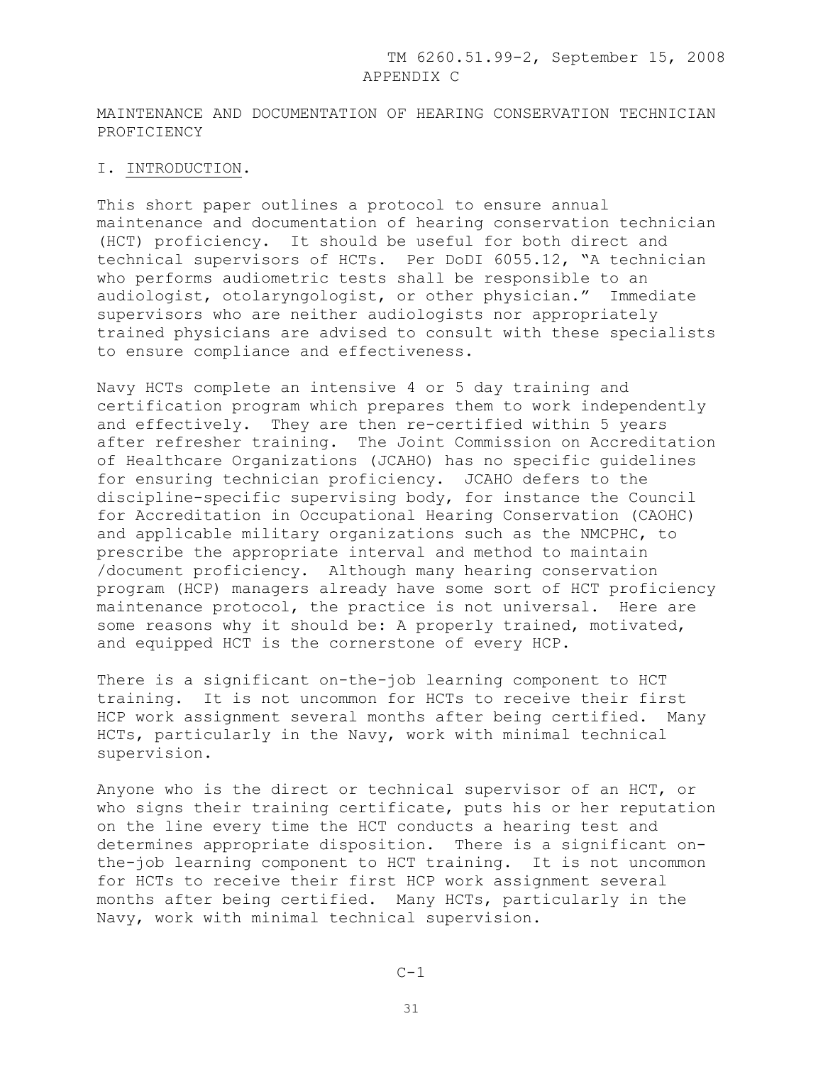APPENDIX C

MAINTENANCE AND DOCUMENTATION OF HEARING CONSERVATION TECHNICIAN PROFICIENCY

## I. INTRODUCTION.

This short paper outlines a protocol to ensure annual maintenance and documentation of hearing conservation technician (HCT) proficiency. It should be useful for both direct and technical supervisors of HCTs. Per DoDI 6055.12, "A technician who performs audiometric tests shall be responsible to an audiologist, otolaryngologist, or other physician." Immediate supervisors who are neither audiologists nor appropriately trained physicians are advised to consult with these specialists to ensure compliance and effectiveness.

Navy HCTs complete an intensive 4 or 5 day training and certification program which prepares them to work independently and effectively. They are then re-certified within 5 years after refresher training. The Joint Commission on Accreditation of Healthcare Organizations (JCAHO) has no specific guidelines for ensuring technician proficiency. JCAHO defers to the discipline-specific supervising body, for instance the Council for Accreditation in Occupational Hearing Conservation (CAOHC) and applicable military organizations such as the NMCPHC, to prescribe the appropriate interval and method to maintain /document proficiency. Although many hearing conservation program (HCP) managers already have some sort of HCT proficiency maintenance protocol, the practice is not universal. Here are some reasons why it should be: A properly trained, motivated, and equipped HCT is the cornerstone of every HCP.

There is a significant on-the-job learning component to HCT training. It is not uncommon for HCTs to receive their first HCP work assignment several months after being certified. Many HCTs, particularly in the Navy, work with minimal technical supervision.

Anyone who is the direct or technical supervisor of an HCT, or who signs their training certificate, puts his or her reputation on the line every time the HCT conducts a hearing test and determines appropriate disposition. There is a significant on-the-job learning component to HCT training. It is not uncommon for HCTs to receive their first HCP work assignment several months after being certified. Many HCTs, particularly in the Navy, work with minimal technical supervision.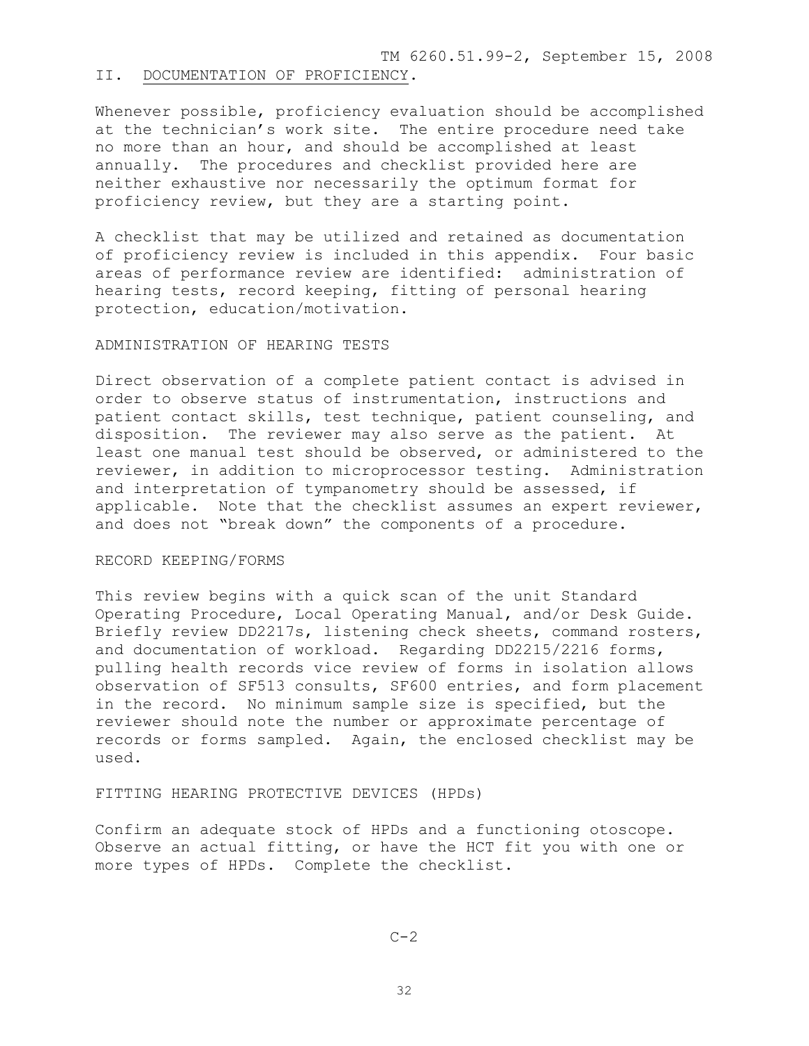## II. DOCUMENTATION OF PROFICIENCY.

Whenever possible, proficiency evaluation should be accomplished at the technician's work site. The entire procedure need take no more than an hour, and should be accomplished at least annually. The procedures and checklist provided here are neither exhaustive nor necessarily the optimum format for proficiency review, but they are a starting point.

A checklist that may be utilized and retained as documentation of proficiency review is included in this appendix. Four basic areas of performance review are identified: administration of hearing tests, record keeping, fitting of personal hearing protection, education/motivation.

### ADMINISTRATION OF HEARING TESTS

Direct observation of a complete patient contact is advised in order to observe status of instrumentation, instructions and patient contact skills, test technique, patient counseling, and disposition. The reviewer may also serve as the patient. At least one manual test should be observed, or administered to the reviewer, in addition to microprocessor testing. Administration and interpretation of tympanometry should be assessed, if applicable. Note that the checklist assumes an expert reviewer, and does not "break down" the components of a procedure.

### RECORD KEEPING/FORMS

This review begins with a quick scan of the unit Standard Operating Procedure, Local Operating Manual, and/or Desk Guide. Briefly review DD2217s, listening check sheets, command rosters, and documentation of workload. Regarding DD2215/2216 forms, pulling health records vice review of forms in isolation allows observation of SF513 consults, SF600 entries, and form placement in the record. No minimum sample size is specified, but the reviewer should note the number or approximate percentage of records or forms sampled. Again, the enclosed checklist may be used.

### FITTING HEARING PROTECTIVE DEVICES (HPDs)

Confirm an adequate stock of HPDs and a functioning otoscope. Observe an actual fitting, or have the HCT fit you with one or more types of HPDs. Complete the checklist.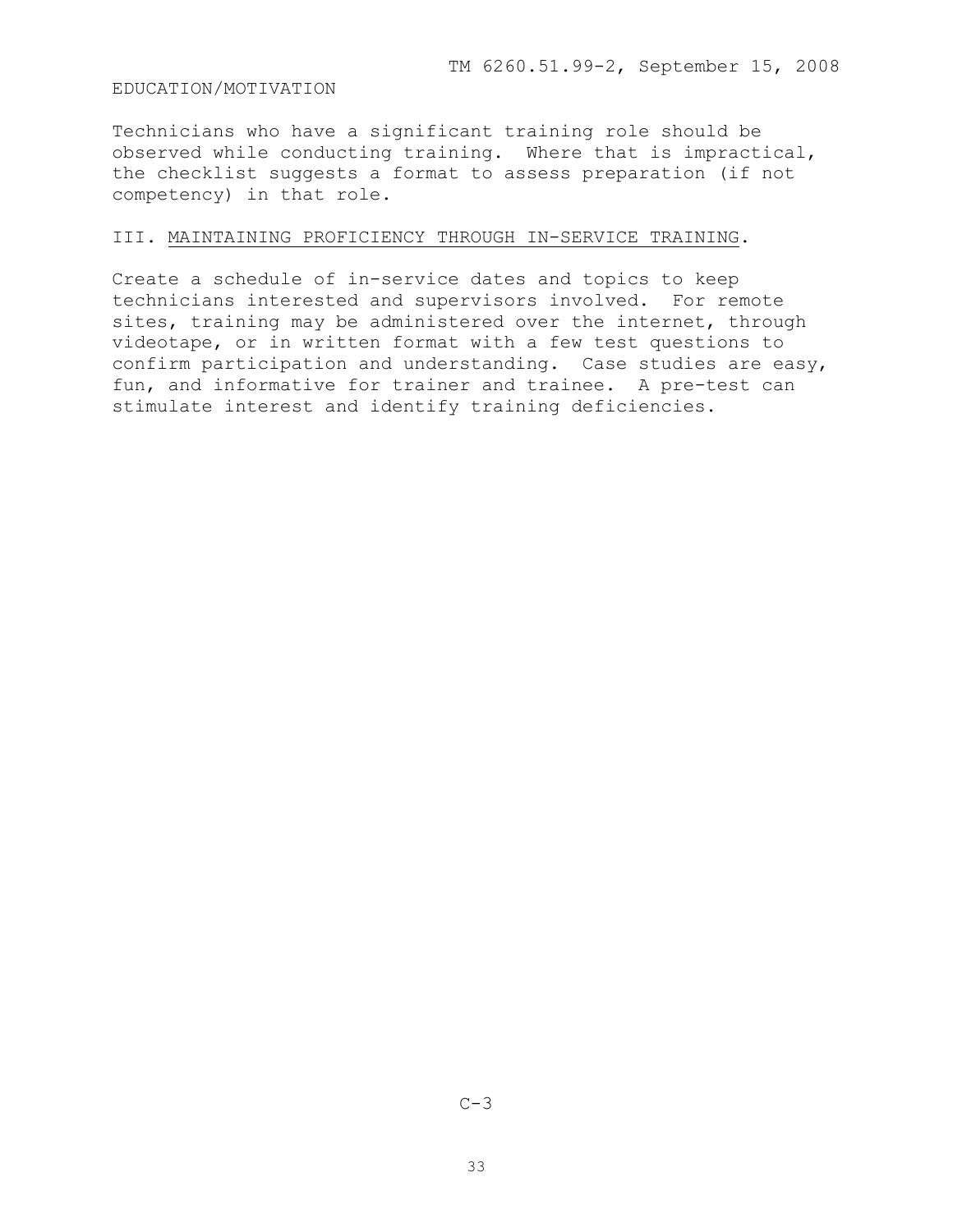EDUCATION/MOTIVATION

Technicians who have a significant training role should be observed while conducting training. Where that is impractical, the checklist suggests a format to assess preparation (if not competency) in that role.

III. MAINTAINING PROFICIENCY THROUGH IN-SERVICE TRAINING.

Create a schedule of in-service dates and topics to keep technicians interested and supervisors involved. For remote sites, training may be administered over the internet, through videotape, or in written format with a few test questions to confirm participation and understanding. Case studies are easy, fun, and informative for trainer and trainee. A pre-test can stimulate interest and identify training deficiencies.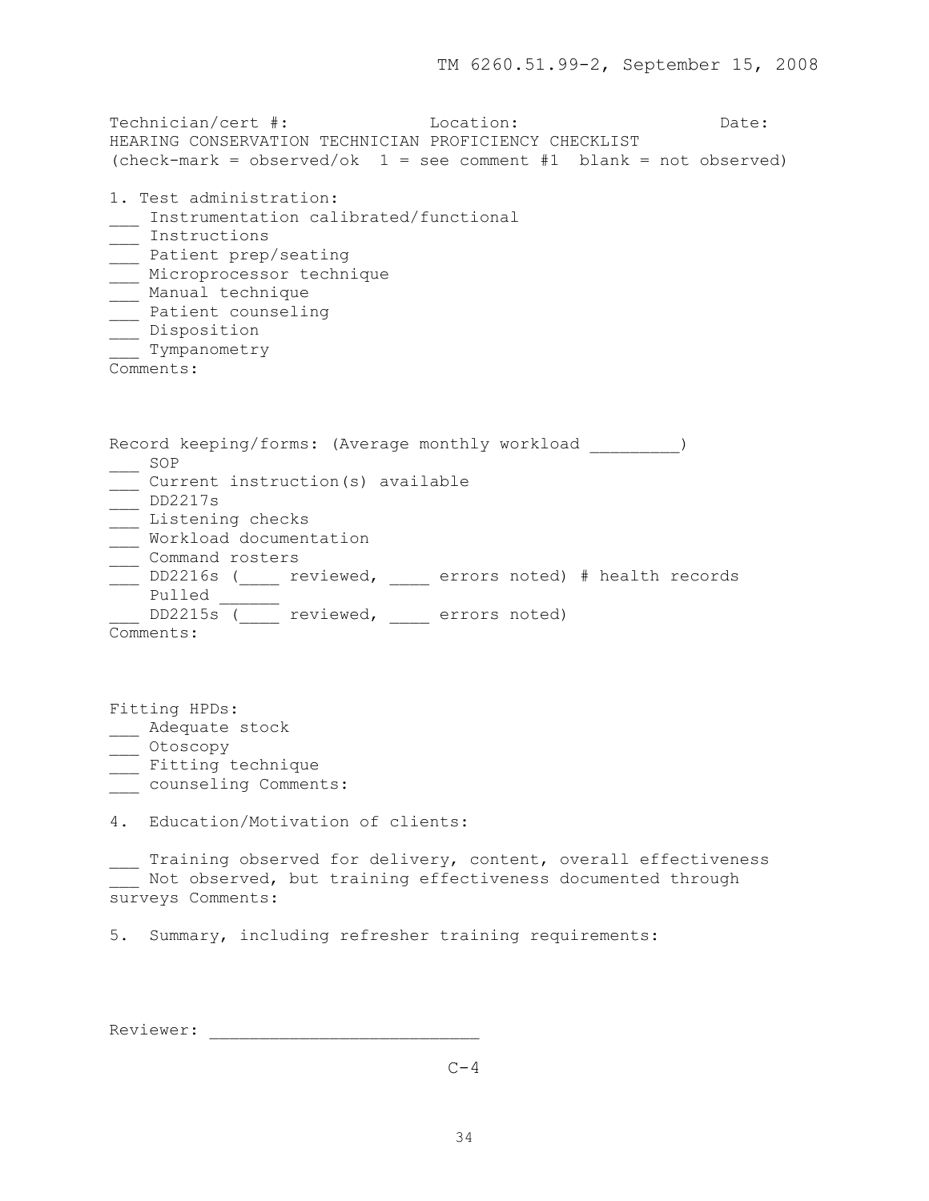Technician/cert #: Location: Date:

HEARING CONSERVATION TECHNICIAN PROFICIENCY CHECKLIST
(check-mark = observed/ok 1 = see comment #1 blank = not observed)

1. Test administration:

___ Instrumentation calibrated/functional
___ Instructions
___ Patient prep/seating
___ Microprocessor technique
___ Manual technique
___ Patient counseling
___ Disposition
___ Tympanometry

Comments:

Record keeping/forms: (Average monthly workload _________)

___ SOP
___ Current instruction(s) available
___ DD2217s
___ Listening checks
___ Workload documentation
___ Command rosters
___ DD2216s (____ reviewed, ____ errors noted) # health records Pulled ______
___ DD2215s (____ reviewed, ____ errors noted)

Comments:

Fitting HPDs:

___ Adequate stock
___ Otoscopy
___ Fitting technique
___ counseling Comments:

4. Education/Motivation of clients:

___ Training observed for delivery, content, overall effectiveness
___ Not observed, but training effectiveness documented through surveys Comments:

5. Summary, including refresher training requirements:

Reviewer: ___________________________

C-4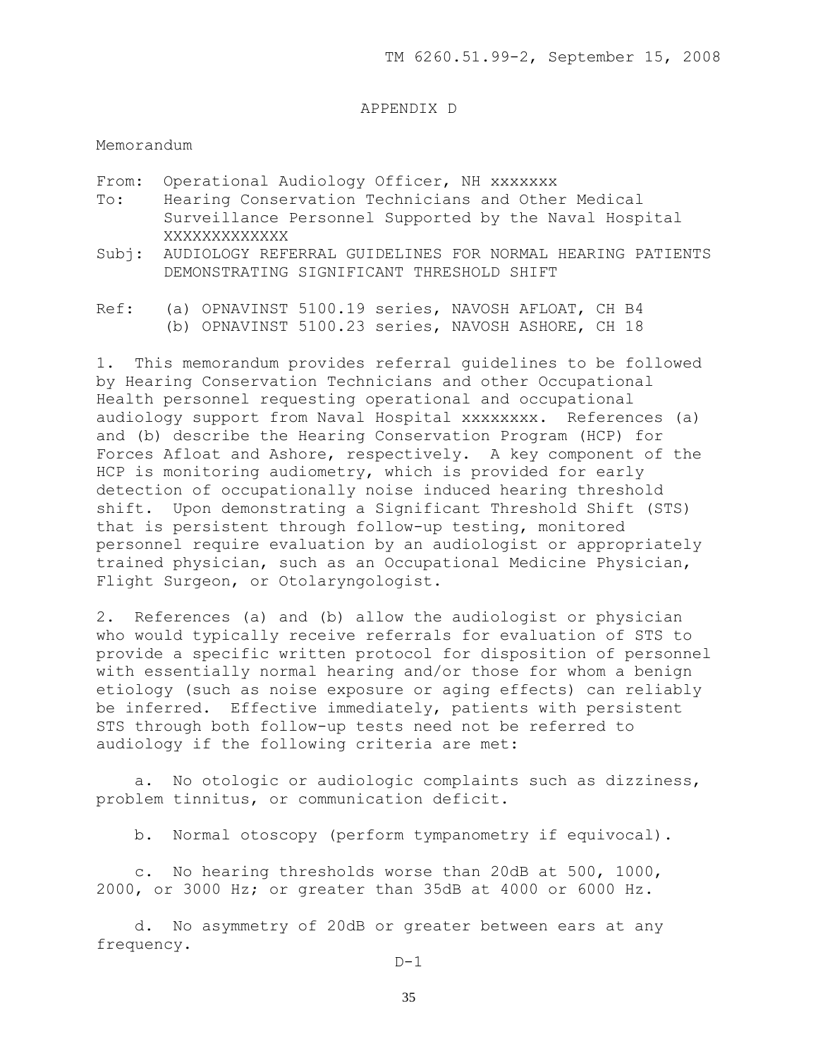## APPENDIX D

Memorandum

From: Operational Audiology Officer, NH xxxxxxx
To: Hearing Conservation Technicians and Other Medical Surveillance Personnel Supported by the Naval Hospital XXXXXXXXXXXXX
Subj: AUDIOLOGY REFERRAL GUIDELINES FOR NORMAL HEARING PATIENTS DEMONSTRATING SIGNIFICANT THRESHOLD SHIFT

Ref: (a) OPNAVINST 5100.19 series, NAVOSH AFLOAT, CH B4
(b) OPNAVINST 5100.23 series, NAVOSH ASHORE, CH 18

1. This memorandum provides referral guidelines to be followed by Hearing Conservation Technicians and other Occupational Health personnel requesting operational and occupational audiology support from Naval Hospital xxxxxxxx. References (a) and (b) describe the Hearing Conservation Program (HCP) for Forces Afloat and Ashore, respectively. A key component of the HCP is monitoring audiometry, which is provided for early detection of occupationally noise induced hearing threshold shift. Upon demonstrating a Significant Threshold Shift (STS) that is persistent through follow-up testing, monitored personnel require evaluation by an audiologist or appropriately trained physician, such as an Occupational Medicine Physician, Flight Surgeon, or Otolaryngologist.

2. References (a) and (b) allow the audiologist or physician who would typically receive referrals for evaluation of STS to provide a specific written protocol for disposition of personnel with essentially normal hearing and/or those for whom a benign etiology (such as noise exposure or aging effects) can reliably be inferred. Effective immediately, patients with persistent STS through both follow-up tests need not be referred to audiology if the following criteria are met:

a. No otologic or audiologic complaints such as dizziness, problem tinnitus, or communication deficit.

b. Normal otoscopy (perform tympanometry if equivocal).

c. No hearing thresholds worse than 20dB at 500, 1000, 2000, or 3000 Hz; or greater than 35dB at 4000 or 6000 Hz.

d. No asymmetry of 20dB or greater between ears at any frequency.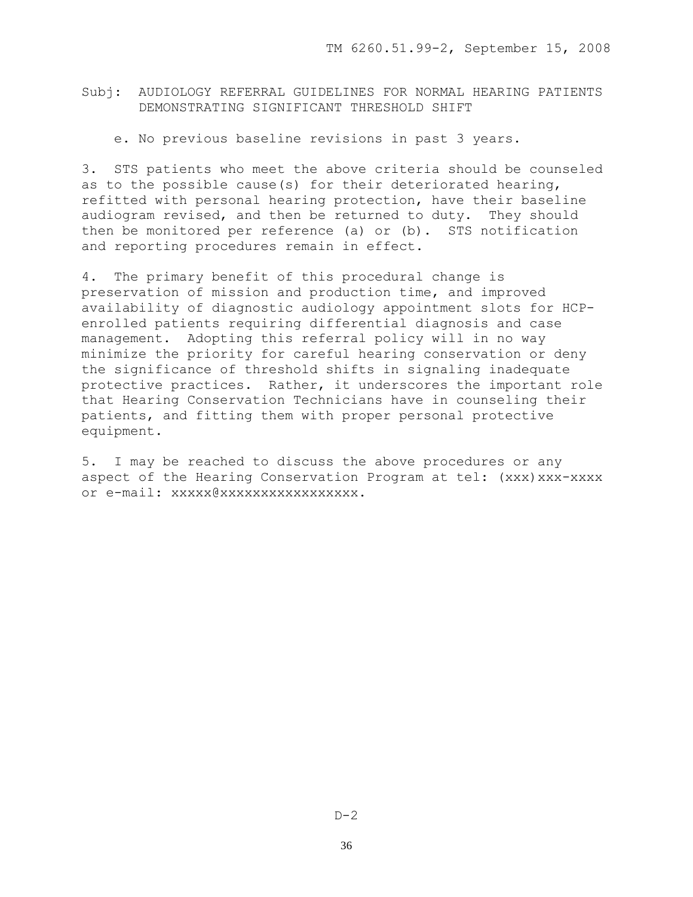Subj: AUDIOLOGY REFERRAL GUIDELINES FOR NORMAL HEARING PATIENTS DEMONSTRATING SIGNIFICANT THRESHOLD SHIFT

e. No previous baseline revisions in past 3 years.

3. STS patients who meet the above criteria should be counseled as to the possible cause(s) for their deteriorated hearing, refitted with personal hearing protection, have their baseline audiogram revised, and then be returned to duty. They should then be monitored per reference (a) or (b). STS notification and reporting procedures remain in effect.

4. The primary benefit of this procedural change is preservation of mission and production time, and improved availability of diagnostic audiology appointment slots for HCP-enrolled patients requiring differential diagnosis and case management. Adopting this referral policy will in no way minimize the priority for careful hearing conservation or deny the significance of threshold shifts in signaling inadequate protective practices. Rather, it underscores the important role that Hearing Conservation Technicians have in counseling their patients, and fitting them with proper personal protective equipment.

5. I may be reached to discuss the above procedures or any aspect of the Hearing Conservation Program at tel: (xxx)xxx-xxxx or e-mail: xxxxx@xxxxxxxxxxxxxxxxx.

D-2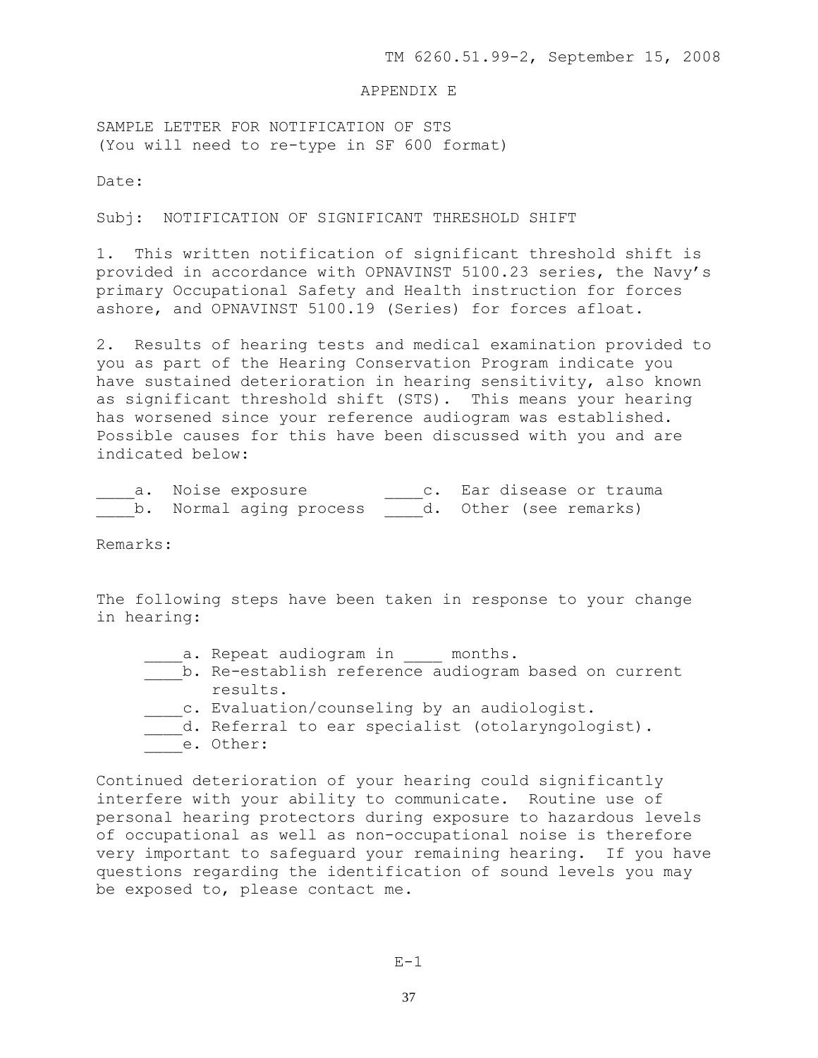# APPENDIX E

SAMPLE LETTER FOR NOTIFICATION OF STS
(You will need to re-type in SF 600 format)

Date:

Subj: NOTIFICATION OF SIGNIFICANT THRESHOLD SHIFT

1. This written notification of significant threshold shift is provided in accordance with OPNAVINST 5100.23 series, the Navy's primary Occupational Safety and Health instruction for forces ashore, and OPNAVINST 5100.19 (Series) for forces afloat.

2. Results of hearing tests and medical examination provided to you as part of the Hearing Conservation Program indicate you have sustained deterioration in hearing sensitivity, also known as significant threshold shift (STS). This means your hearing has worsened since your reference audiogram was established. Possible causes for this have been discussed with you and are indicated below:

____a. Noise exposure
____b. Normal aging process
____c. Ear disease or trauma
____d. Other (see remarks)

Remarks:

The following steps have been taken in response to your change in hearing:

____a. Repeat audiogram in ____ months.
____b. Re-establish reference audiogram based on current results.
____c. Evaluation/counseling by an audiologist.
____d. Referral to ear specialist (otolaryngologist).
____e. Other:

Continued deterioration of your hearing could significantly interfere with your ability to communicate. Routine use of personal hearing protectors during exposure to hazardous levels of occupational as well as non-occupational noise is therefore very important to safeguard your remaining hearing. If you have questions regarding the identification of sound levels you may be exposed to, please contact me.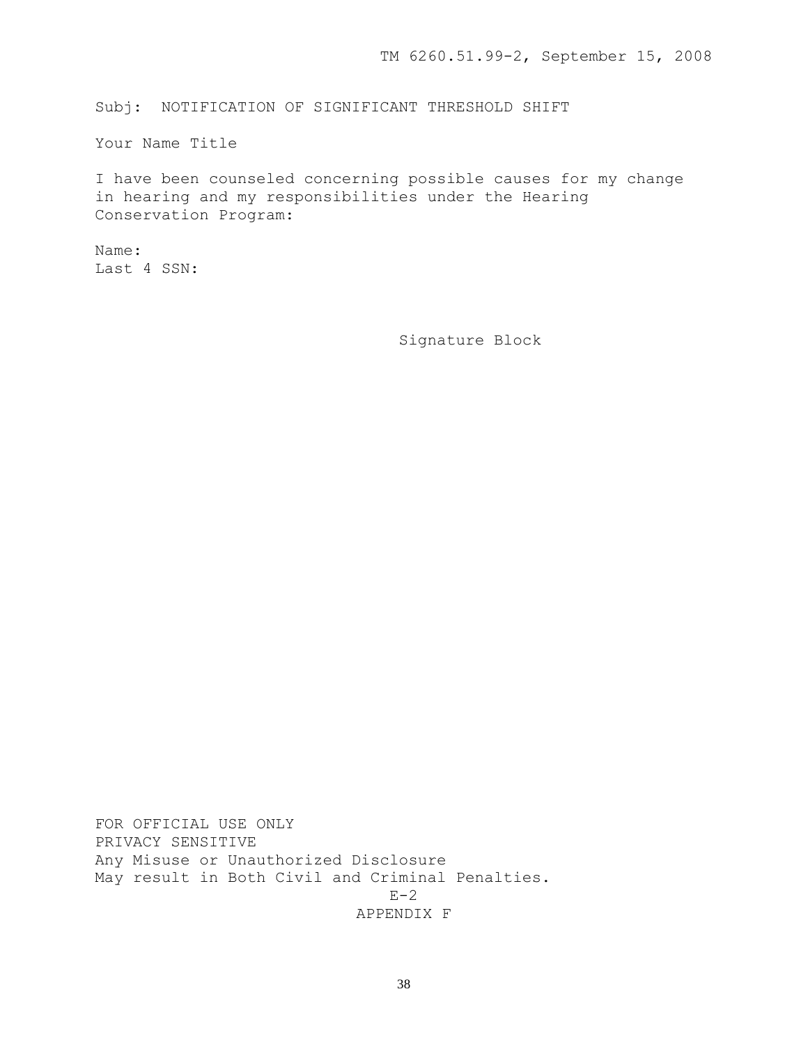Subj: NOTIFICATION OF SIGNIFICANT THRESHOLD SHIFT

Your Name Title

I have been counseled concerning possible causes for my change in hearing and my responsibilities under the Hearing Conservation Program:

Name:
Last 4 SSN:

Signature Block

FOR OFFICIAL USE ONLY
PRIVACY SENSITIVE
Any Misuse or Unauthorized Disclosure
May result in Both Civil and Criminal Penalties.

E-2

APPENDIX F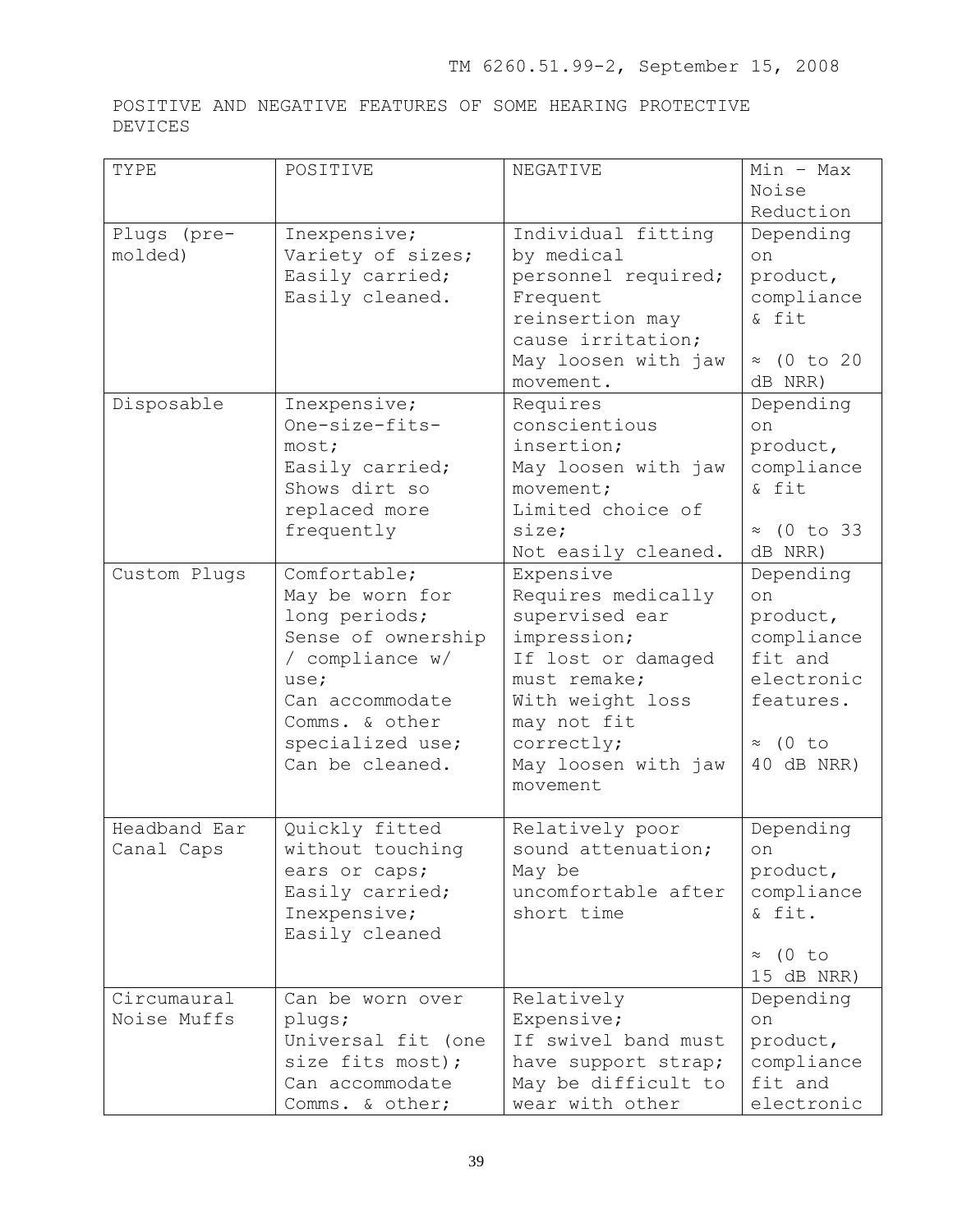POSITIVE AND NEGATIVE FEATURES OF SOME HEARING PROTECTIVE DEVICES

| TYPE | POSITIVE | NEGATIVE | Min – Max Noise Reduction |
|---|---|---|---|
| Plugs (pre-molded) | Inexpensive; Variety of sizes; Easily carried; Easily cleaned. | Individual fitting by medical personnel required; Frequent reinsertion may cause irritation; May loosen with jaw movement. | Depending on product, compliance & fit ≈ (0 to 20 dB NRR) |
| Disposable | Inexpensive; One-size-fits-most; Easily carried; Shows dirt so replaced more frequently | Requires conscientious insertion; May loosen with jaw movement; Limited choice of size; Not easily cleaned. | Depending on product, compliance & fit ≈ (0 to 33 dB NRR) |
| Custom Plugs | Comfortable; May be worn for long periods; Sense of ownership / compliance w/ use; Can accommodate Comms. & other specialized use; Can be cleaned. | Expensive Requires medically supervised ear impression; If lost or damaged must remake; With weight loss may not fit correctly; May loosen with jaw movement | Depending on product, compliance fit and electronic features. ≈ (0 to 40 dB NRR) |
| Headband Ear Canal Caps | Quickly fitted without touching ears or caps; Easily carried; Inexpensive; Easily cleaned | Relatively poor sound attenuation; May be uncomfortable after short time | Depending on product, compliance & fit. ≈ (0 to 15 dB NRR) |
| Circumaural Noise Muffs | Can be worn over plugs; Universal fit (one size fits most); Can accommodate Comms. & other; | Relatively Expensive; If swivel band must have support strap; May be difficult to wear with other | Depending on product, compliance fit and electronic |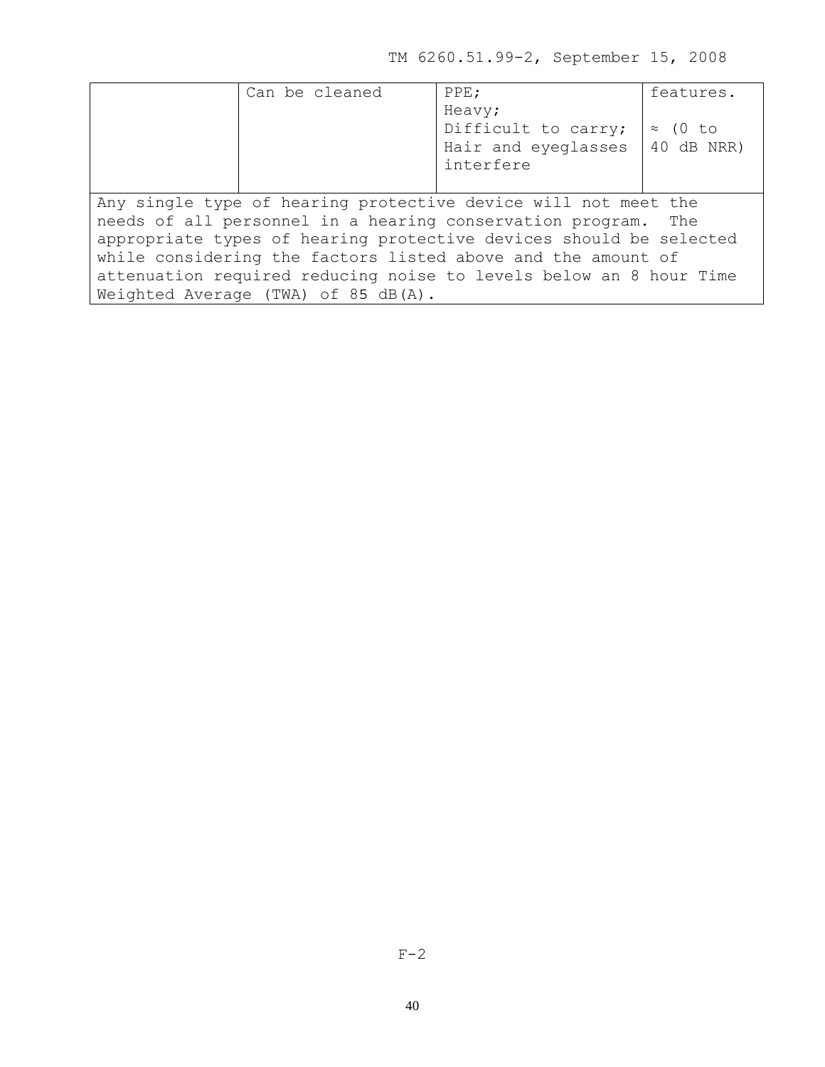| | | | |
|---|---|---|---|
| | Can be cleaned | PPE;<br>Heavy;<br>Difficult to carry;<br>Hair and eyeglasses interfere | features.<br><br>≈ (0 to 40 dB NRR) |

Any single type of hearing protective device will not meet the needs of all personnel in a hearing conservation program. The appropriate types of hearing protective devices should be selected while considering the factors listed above and the amount of attenuation required reducing noise to levels below an 8 hour Time Weighted Average (TWA) of 85 dB(A).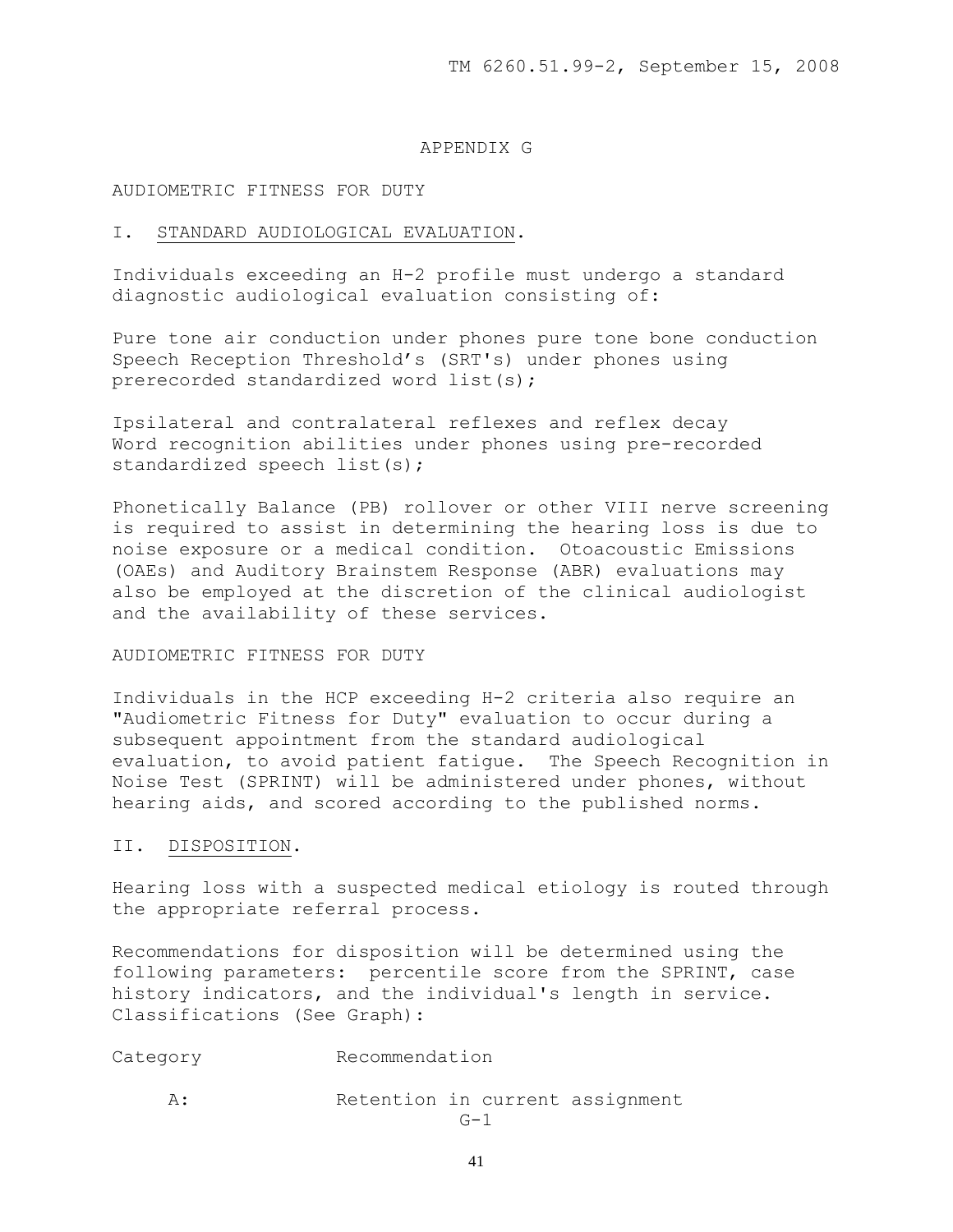# APPENDIX G

## AUDIOMETRIC FITNESS FOR DUTY

### I. STANDARD AUDIOLOGICAL EVALUATION.

Individuals exceeding an H-2 profile must undergo a standard diagnostic audiological evaluation consisting of:

Pure tone air conduction under phones pure tone bone conduction Speech Reception Threshold's (SRT's) under phones using prerecorded standardized word list(s);

Ipsilateral and contralateral reflexes and reflex decay Word recognition abilities under phones using pre-recorded standardized speech list(s);

Phonetically Balance (PB) rollover or other VIII nerve screening is required to assist in determining the hearing loss is due to noise exposure or a medical condition. Otoacoustic Emissions (OAEs) and Auditory Brainstem Response (ABR) evaluations may also be employed at the discretion of the clinical audiologist and the availability of these services.

AUDIOMETRIC FITNESS FOR DUTY

Individuals in the HCP exceeding H-2 criteria also require an "Audiometric Fitness for Duty" evaluation to occur during a subsequent appointment from the standard audiological evaluation, to avoid patient fatigue. The Speech Recognition in Noise Test (SPRINT) will be administered under phones, without hearing aids, and scored according to the published norms.

### II. DISPOSITION.

Hearing loss with a suspected medical etiology is routed through the appropriate referral process.

Recommendations for disposition will be determined using the following parameters: percentile score from the SPRINT, case history indicators, and the individual's length in service. Classifications (See Graph):

| Category | Recommendation |
|---|---|
| A: | Retention in current assignment |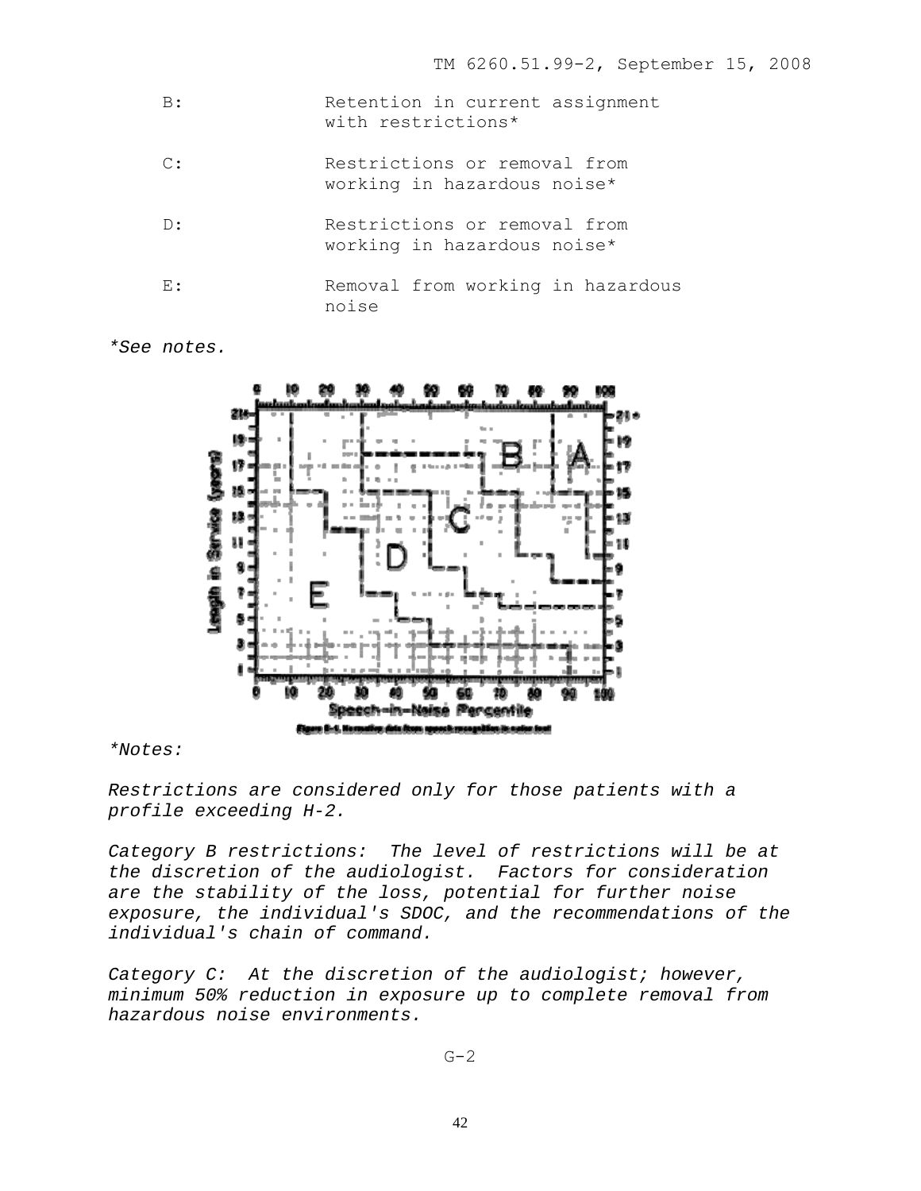| | |
|---|---|
| B: | Retention in current assignment with restrictions* |
| C: | Restrictions or removal from working in hazardous noise* |
| D: | Restrictions or removal from working in hazardous noise* |
| E: | Removal from working in hazardous noise |

*\*See notes.*

Figure E-1. Normative data from speech recognition in noise test

*\*Notes:*

*Restrictions are considered only for those patients with a profile exceeding H-2.*

*Category B restrictions: The level of restrictions will be at the discretion of the audiologist. Factors for consideration are the stability of the loss, potential for further noise exposure, the individual's SDOC, and the recommendations of the individual's chain of command.*

*Category C: At the discretion of the audiologist; however, minimum 50% reduction in exposure up to complete removal from hazardous noise environments.*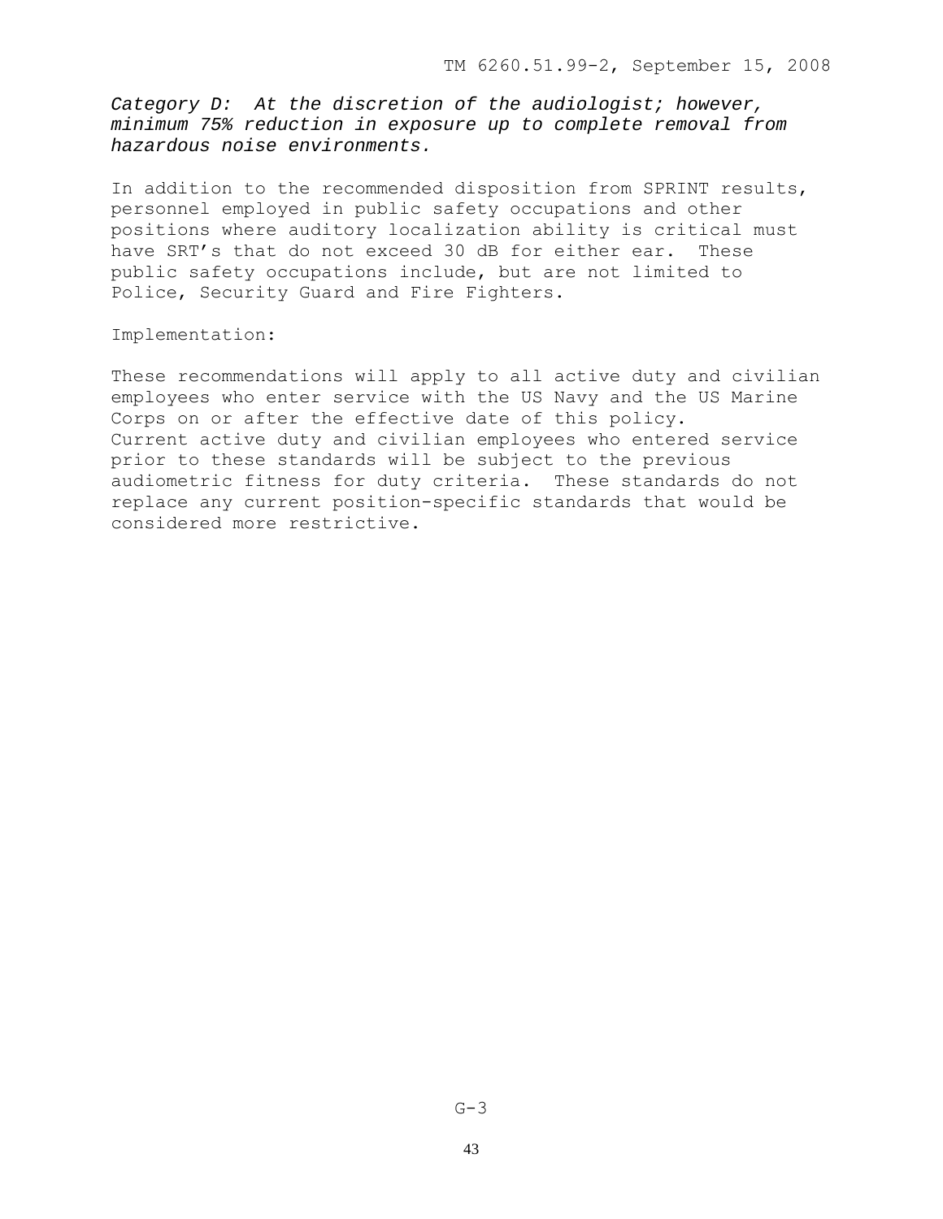*Category D: At the discretion of the audiologist; however, minimum 75% reduction in exposure up to complete removal from hazardous noise environments.*

In addition to the recommended disposition from SPRINT results, personnel employed in public safety occupations and other positions where auditory localization ability is critical must have SRT's that do not exceed 30 dB for either ear. These public safety occupations include, but are not limited to Police, Security Guard and Fire Fighters.

Implementation:

These recommendations will apply to all active duty and civilian employees who enter service with the US Navy and the US Marine Corps on or after the effective date of this policy. Current active duty and civilian employees who entered service prior to these standards will be subject to the previous audiometric fitness for duty criteria. These standards do not replace any current position-specific standards that would be considered more restrictive.